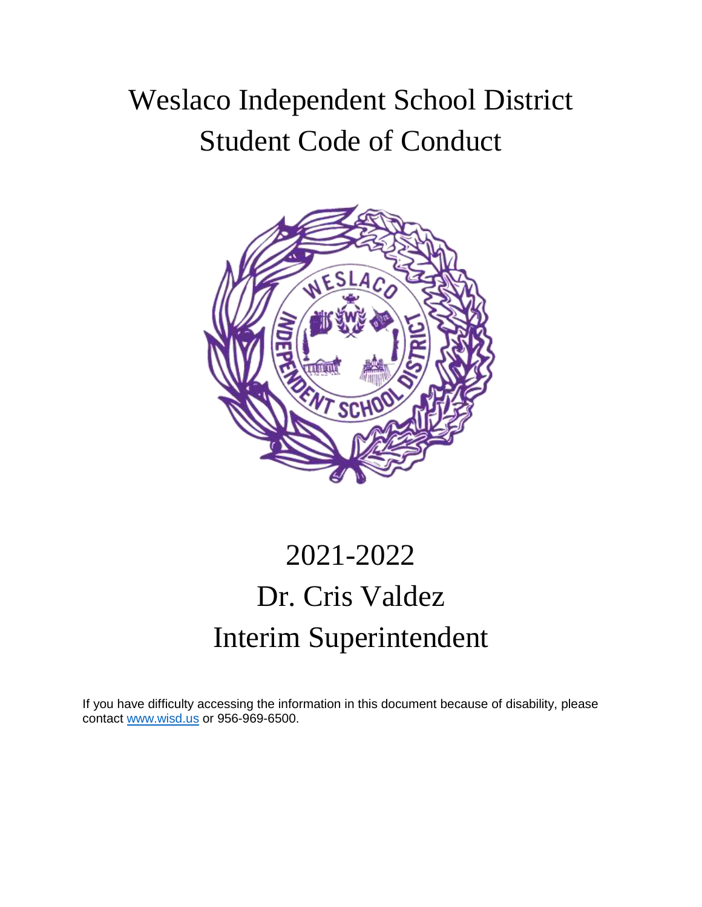# Weslaco Independent School District
# Student Code of Conduct

# 2021-2022
# Dr. Cris Valdez
# Interim Superintendent

If you have difficulty accessing the information in this document because of disability, please contact www.wisd.us or 956-969-6500.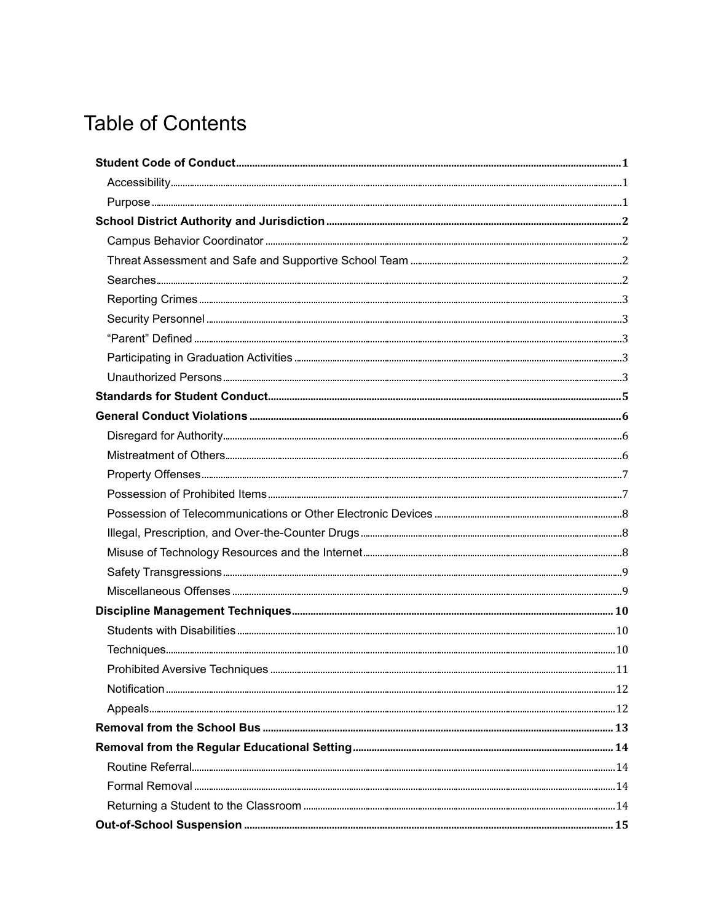# Table of Contents

- **Student Code of Conduct** .......... **1**
  - Accessibility .......... 1
  - Purpose .......... 1
- **School District Authority and Jurisdiction** .......... **2**
  - Campus Behavior Coordinator .......... 2
  - Threat Assessment and Safe and Supportive School Team .......... 2
  - Searches .......... 2
  - Reporting Crimes .......... 3
  - Security Personnel .......... 3
  - “Parent” Defined .......... 3
  - Participating in Graduation Activities .......... 3
  - Unauthorized Persons .......... 3
- **Standards for Student Conduct** .......... **5**
- **General Conduct Violations** .......... **6**
  - Disregard for Authority .......... 6
  - Mistreatment of Others .......... 6
  - Property Offenses .......... 7
  - Possession of Prohibited Items .......... 7
  - Possession of Telecommunications or Other Electronic Devices .......... 8
  - Illegal, Prescription, and Over-the-Counter Drugs .......... 8
  - Misuse of Technology Resources and the Internet .......... 8
  - Safety Transgressions .......... 9
  - Miscellaneous Offenses .......... 9
- **Discipline Management Techniques** .......... **10**
  - Students with Disabilities .......... 10
  - Techniques .......... 10
  - Prohibited Aversive Techniques .......... 11
  - Notification .......... 12
  - Appeals .......... 12
- **Removal from the School Bus** .......... **13**
- **Removal from the Regular Educational Setting** .......... **14**
  - Routine Referral .......... 14
  - Formal Removal .......... 14
  - Returning a Student to the Classroom .......... 14
- **Out-of-School Suspension** .......... **15**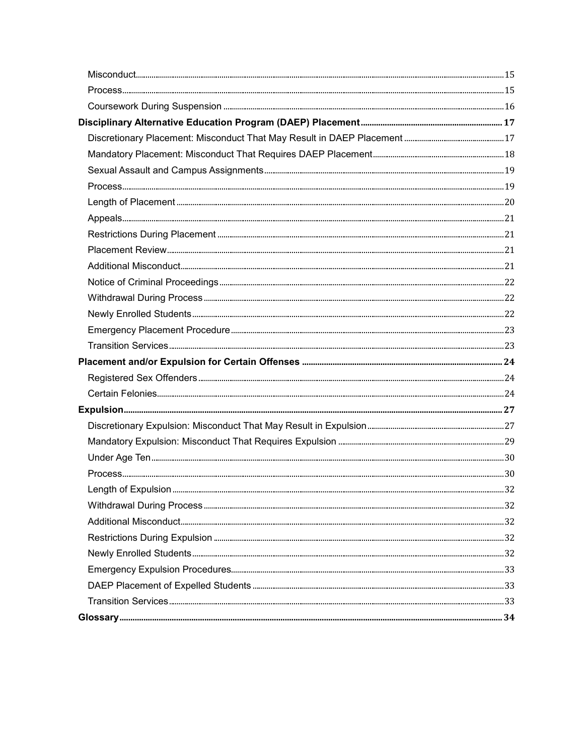- Misconduct ..... 15
- Process ..... 15
- Coursework During Suspension ..... 16

**Disciplinary Alternative Education Program (DAEP) Placement ..... 17**

- Discretionary Placement: Misconduct That May Result in DAEP Placement ..... 17
- Mandatory Placement: Misconduct That Requires DAEP Placement ..... 18
- Sexual Assault and Campus Assignments ..... 19
- Process ..... 19
- Length of Placement ..... 20
- Appeals ..... 21
- Restrictions During Placement ..... 21
- Placement Review ..... 21
- Additional Misconduct ..... 21
- Notice of Criminal Proceedings ..... 22
- Withdrawal During Process ..... 22
- Newly Enrolled Students ..... 22
- Emergency Placement Procedure ..... 23
- Transition Services ..... 23

**Placement and/or Expulsion for Certain Offenses ..... 24**

- Registered Sex Offenders ..... 24
- Certain Felonies ..... 24

**Expulsion ..... 27**

- Discretionary Expulsion: Misconduct That May Result in Expulsion ..... 27
- Mandatory Expulsion: Misconduct That Requires Expulsion ..... 29
- Under Age Ten ..... 30
- Process ..... 30
- Length of Expulsion ..... 32
- Withdrawal During Process ..... 32
- Additional Misconduct ..... 32
- Restrictions During Expulsion ..... 32
- Newly Enrolled Students ..... 32
- Emergency Expulsion Procedures ..... 33
- DAEP Placement of Expelled Students ..... 33
- Transition Services ..... 33

**Glossary ..... 34**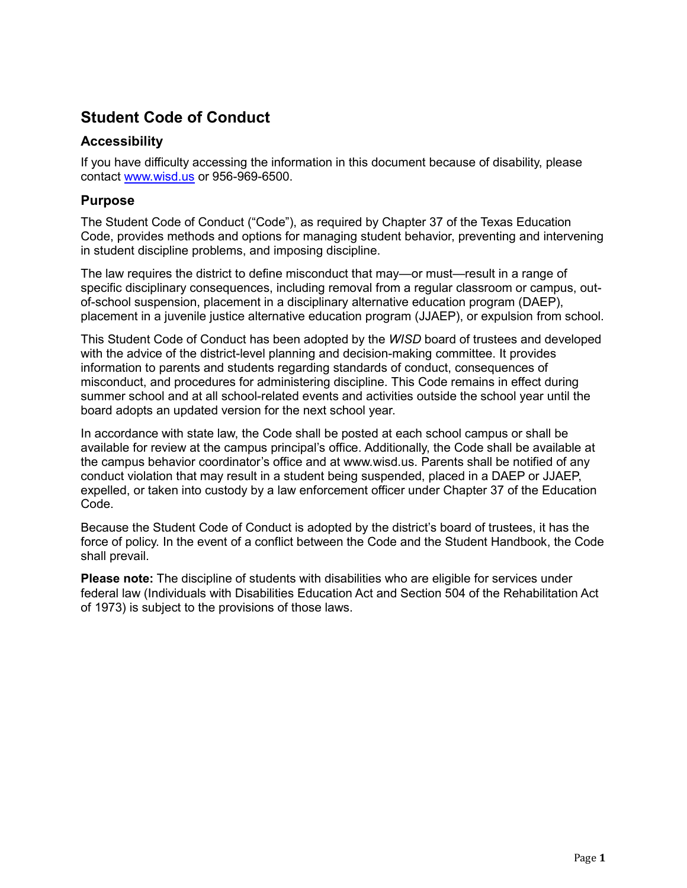# Student Code of Conduct

## Accessibility

If you have difficulty accessing the information in this document because of disability, please contact [www.wisd.us](www.wisd.us) or 956-969-6500.

## Purpose

The Student Code of Conduct ("Code"), as required by Chapter 37 of the Texas Education Code, provides methods and options for managing student behavior, preventing and intervening in student discipline problems, and imposing discipline.

The law requires the district to define misconduct that may—or must—result in a range of specific disciplinary consequences, including removal from a regular classroom or campus, out-of-school suspension, placement in a disciplinary alternative education program (DAEP), placement in a juvenile justice alternative education program (JJAEP), or expulsion from school.

This Student Code of Conduct has been adopted by the *WISD* board of trustees and developed with the advice of the district-level planning and decision-making committee. It provides information to parents and students regarding standards of conduct, consequences of misconduct, and procedures for administering discipline. This Code remains in effect during summer school and at all school-related events and activities outside the school year until the board adopts an updated version for the next school year.

In accordance with state law, the Code shall be posted at each school campus or shall be available for review at the campus principal's office. Additionally, the Code shall be available at the campus behavior coordinator's office and at www.wisd.us. Parents shall be notified of any conduct violation that may result in a student being suspended, placed in a DAEP or JJAEP, expelled, or taken into custody by a law enforcement officer under Chapter 37 of the Education Code.

Because the Student Code of Conduct is adopted by the district's board of trustees, it has the force of policy. In the event of a conflict between the Code and the Student Handbook, the Code shall prevail.

**Please note:** The discipline of students with disabilities who are eligible for services under federal law (Individuals with Disabilities Education Act and Section 504 of the Rehabilitation Act of 1973) is subject to the provisions of those laws.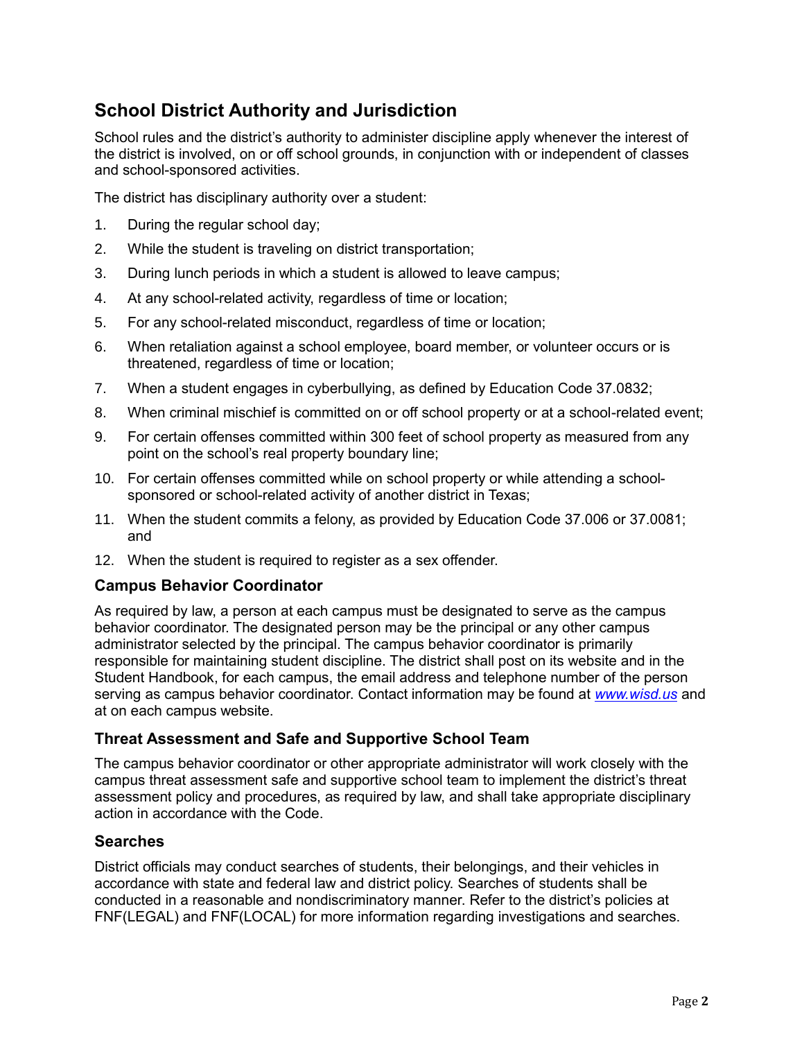## School District Authority and Jurisdiction

School rules and the district's authority to administer discipline apply whenever the interest of the district is involved, on or off school grounds, in conjunction with or independent of classes and school-sponsored activities.

The district has disciplinary authority over a student:

1. During the regular school day;
2. While the student is traveling on district transportation;
3. During lunch periods in which a student is allowed to leave campus;
4. At any school-related activity, regardless of time or location;
5. For any school-related misconduct, regardless of time or location;
6. When retaliation against a school employee, board member, or volunteer occurs or is threatened, regardless of time or location;
7. When a student engages in cyberbullying, as defined by Education Code 37.0832;
8. When criminal mischief is committed on or off school property or at a school-related event;
9. For certain offenses committed within 300 feet of school property as measured from any point on the school's real property boundary line;
10. For certain offenses committed while on school property or while attending a school-sponsored or school-related activity of another district in Texas;
11. When the student commits a felony, as provided by Education Code 37.006 or 37.0081; and
12. When the student is required to register as a sex offender.

### Campus Behavior Coordinator

As required by law, a person at each campus must be designated to serve as the campus behavior coordinator. The designated person may be the principal or any other campus administrator selected by the principal. The campus behavior coordinator is primarily responsible for maintaining student discipline. The district shall post on its website and in the Student Handbook, for each campus, the email address and telephone number of the person serving as campus behavior coordinator. Contact information may be found at *www.wisd.us* and at on each campus website.

### Threat Assessment and Safe and Supportive School Team

The campus behavior coordinator or other appropriate administrator will work closely with the campus threat assessment safe and supportive school team to implement the district's threat assessment policy and procedures, as required by law, and shall take appropriate disciplinary action in accordance with the Code.

### Searches

District officials may conduct searches of students, their belongings, and their vehicles in accordance with state and federal law and district policy. Searches of students shall be conducted in a reasonable and nondiscriminatory manner. Refer to the district's policies at FNF(LEGAL) and FNF(LOCAL) for more information regarding investigations and searches.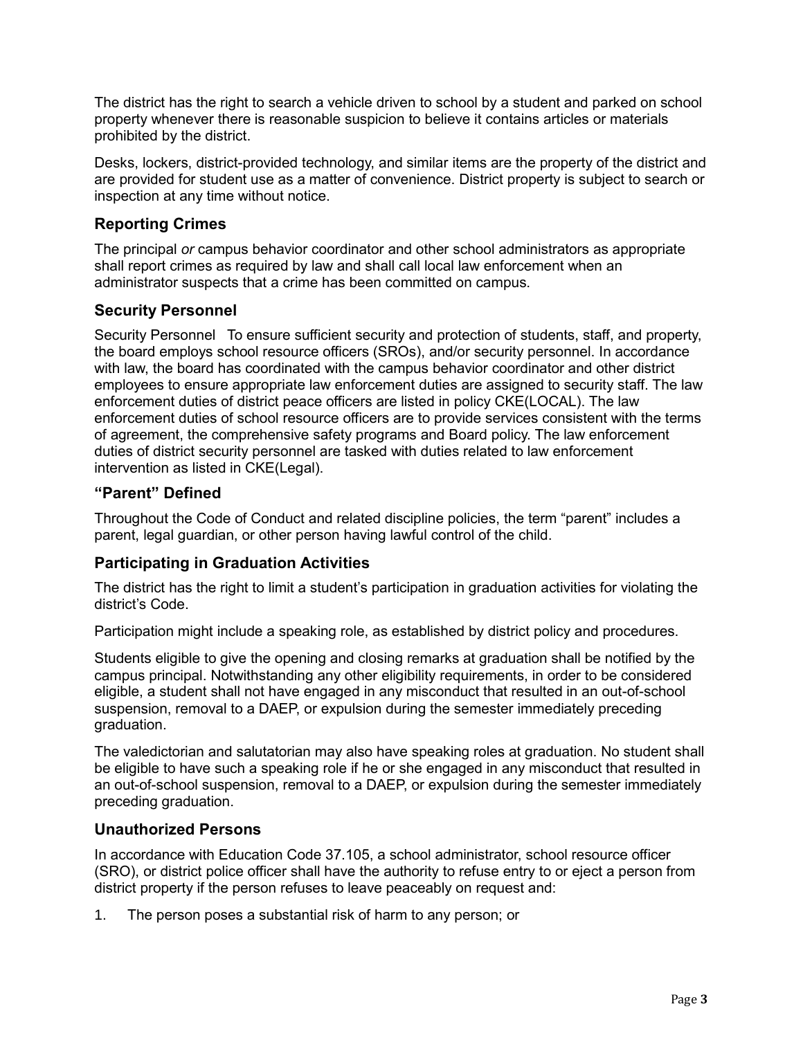The district has the right to search a vehicle driven to school by a student and parked on school property whenever there is reasonable suspicion to believe it contains articles or materials prohibited by the district.

Desks, lockers, district-provided technology, and similar items are the property of the district and are provided for student use as a matter of convenience. District property is subject to search or inspection at any time without notice.

## Reporting Crimes

The principal *or* campus behavior coordinator and other school administrators as appropriate shall report crimes as required by law and shall call local law enforcement when an administrator suspects that a crime has been committed on campus.

## Security Personnel

Security Personnel To ensure sufficient security and protection of students, staff, and property, the board employs school resource officers (SROs), and/or security personnel. In accordance with law, the board has coordinated with the campus behavior coordinator and other district employees to ensure appropriate law enforcement duties are assigned to security staff. The law enforcement duties of district peace officers are listed in policy CKE(LOCAL). The law enforcement duties of school resource officers are to provide services consistent with the terms of agreement, the comprehensive safety programs and Board policy. The law enforcement duties of district security personnel are tasked with duties related to law enforcement intervention as listed in CKE(Legal).

## "Parent" Defined

Throughout the Code of Conduct and related discipline policies, the term "parent" includes a parent, legal guardian, or other person having lawful control of the child.

## Participating in Graduation Activities

The district has the right to limit a student's participation in graduation activities for violating the district's Code.

Participation might include a speaking role, as established by district policy and procedures.

Students eligible to give the opening and closing remarks at graduation shall be notified by the campus principal. Notwithstanding any other eligibility requirements, in order to be considered eligible, a student shall not have engaged in any misconduct that resulted in an out-of-school suspension, removal to a DAEP, or expulsion during the semester immediately preceding graduation.

The valedictorian and salutatorian may also have speaking roles at graduation. No student shall be eligible to have such a speaking role if he or she engaged in any misconduct that resulted in an out-of-school suspension, removal to a DAEP, or expulsion during the semester immediately preceding graduation.

## Unauthorized Persons

In accordance with Education Code 37.105, a school administrator, school resource officer (SRO), or district police officer shall have the authority to refuse entry to or eject a person from district property if the person refuses to leave peaceably on request and:

1. The person poses a substantial risk of harm to any person; or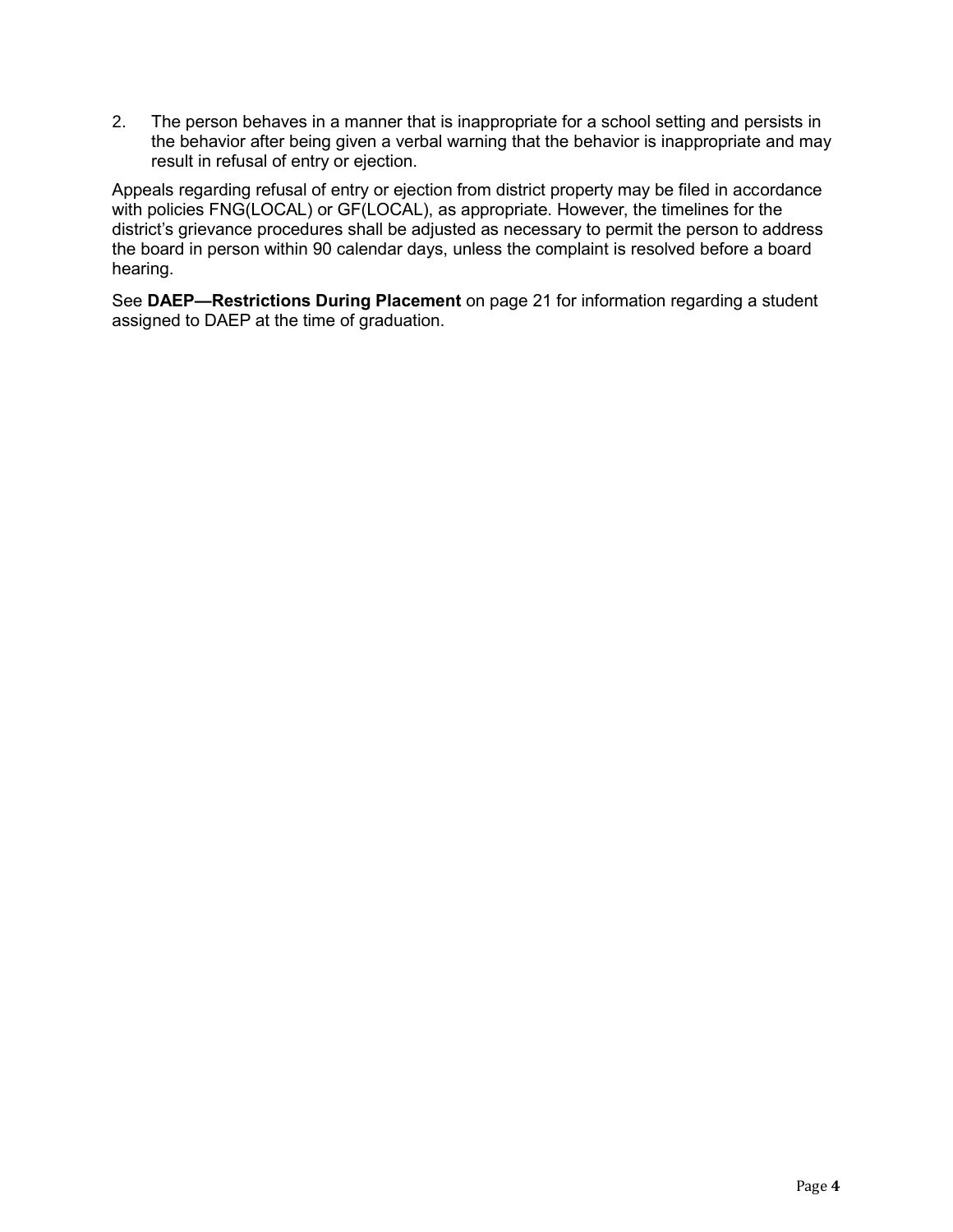2. The person behaves in a manner that is inappropriate for a school setting and persists in the behavior after being given a verbal warning that the behavior is inappropriate and may result in refusal of entry or ejection.

Appeals regarding refusal of entry or ejection from district property may be filed in accordance with policies FNG(LOCAL) or GF(LOCAL), as appropriate. However, the timelines for the district's grievance procedures shall be adjusted as necessary to permit the person to address the board in person within 90 calendar days, unless the complaint is resolved before a board hearing.

See **DAEP—Restrictions During Placement** on page 21 for information regarding a student assigned to DAEP at the time of graduation.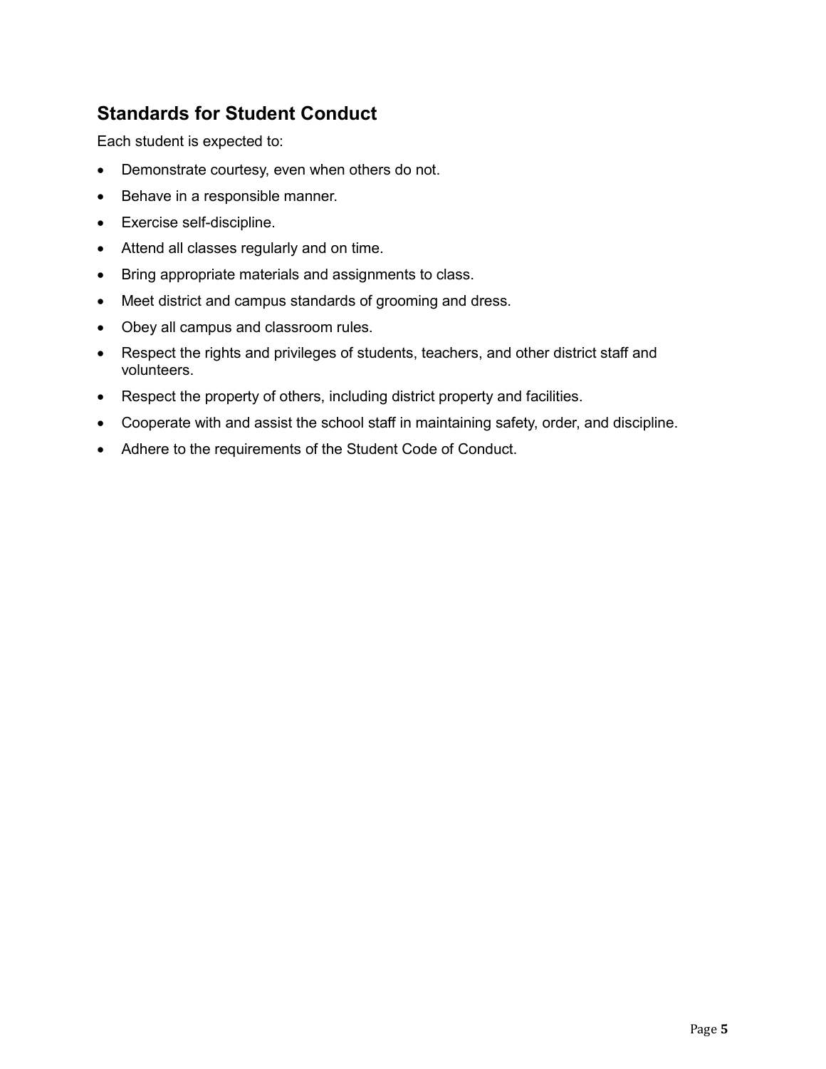## Standards for Student Conduct

Each student is expected to:

- Demonstrate courtesy, even when others do not.
- Behave in a responsible manner.
- Exercise self-discipline.
- Attend all classes regularly and on time.
- Bring appropriate materials and assignments to class.
- Meet district and campus standards of grooming and dress.
- Obey all campus and classroom rules.
- Respect the rights and privileges of students, teachers, and other district staff and volunteers.
- Respect the property of others, including district property and facilities.
- Cooperate with and assist the school staff in maintaining safety, order, and discipline.
- Adhere to the requirements of the Student Code of Conduct.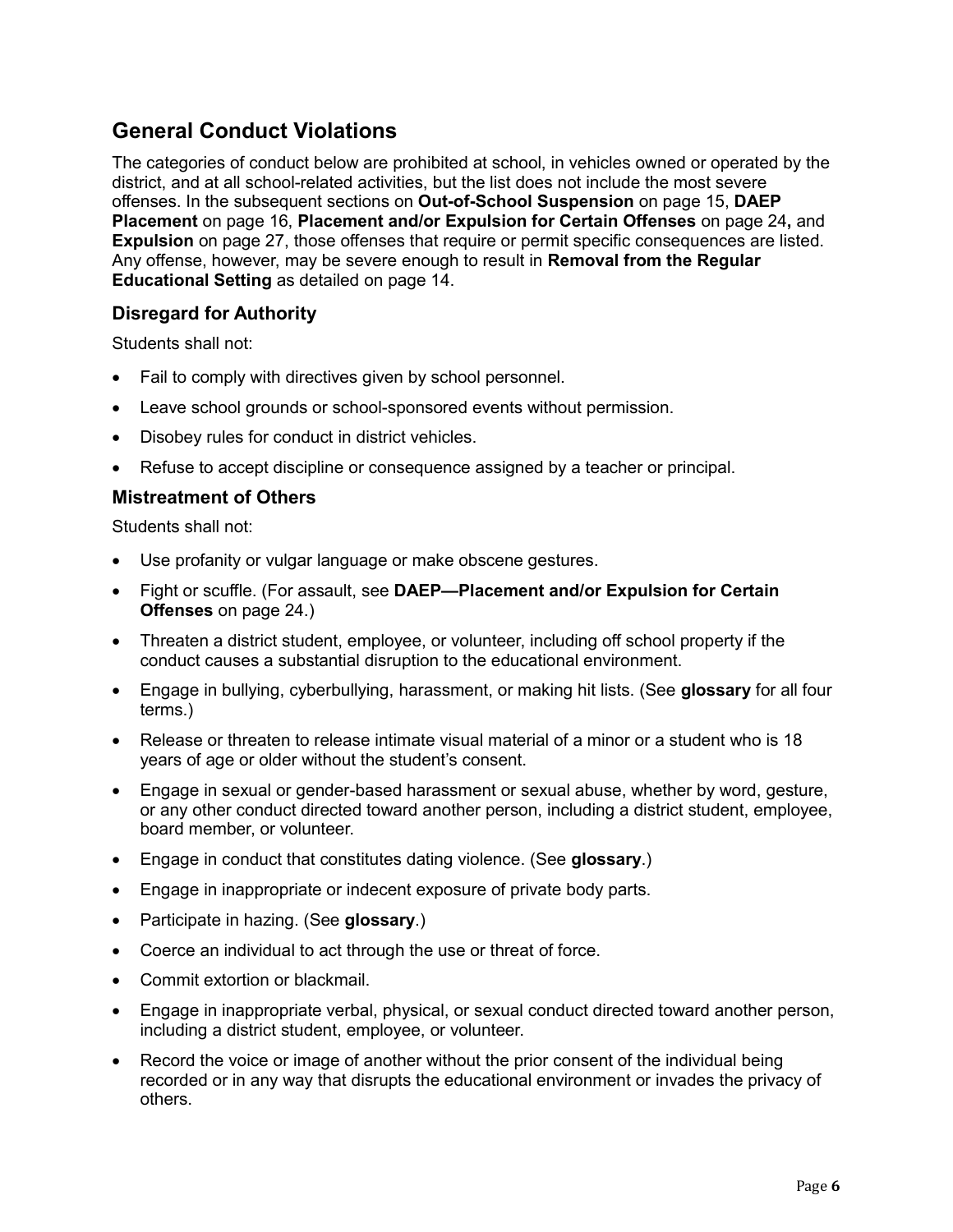## General Conduct Violations

The categories of conduct below are prohibited at school, in vehicles owned or operated by the district, and at all school-related activities, but the list does not include the most severe offenses. In the subsequent sections on **Out-of-School Suspension** on page 15, **DAEP Placement** on page 16, **Placement and/or Expulsion for Certain Offenses** on page 24**,** and **Expulsion** on page 27, those offenses that require or permit specific consequences are listed. Any offense, however, may be severe enough to result in **Removal from the Regular Educational Setting** as detailed on page 14.

### Disregard for Authority

Students shall not:

- Fail to comply with directives given by school personnel.
- Leave school grounds or school-sponsored events without permission.
- Disobey rules for conduct in district vehicles.
- Refuse to accept discipline or consequence assigned by a teacher or principal.

### Mistreatment of Others

Students shall not:

- Use profanity or vulgar language or make obscene gestures.
- Fight or scuffle. (For assault, see **DAEP—Placement and/or Expulsion for Certain Offenses** on page 24.)
- Threaten a district student, employee, or volunteer, including off school property if the conduct causes a substantial disruption to the educational environment.
- Engage in bullying, cyberbullying, harassment, or making hit lists. (See **glossary** for all four terms.)
- Release or threaten to release intimate visual material of a minor or a student who is 18 years of age or older without the student's consent.
- Engage in sexual or gender-based harassment or sexual abuse, whether by word, gesture, or any other conduct directed toward another person, including a district student, employee, board member, or volunteer.
- Engage in conduct that constitutes dating violence. (See **glossary**.)
- Engage in inappropriate or indecent exposure of private body parts.
- Participate in hazing. (See **glossary**.)
- Coerce an individual to act through the use or threat of force.
- Commit extortion or blackmail.
- Engage in inappropriate verbal, physical, or sexual conduct directed toward another person, including a district student, employee, or volunteer.
- Record the voice or image of another without the prior consent of the individual being recorded or in any way that disrupts the educational environment or invades the privacy of others.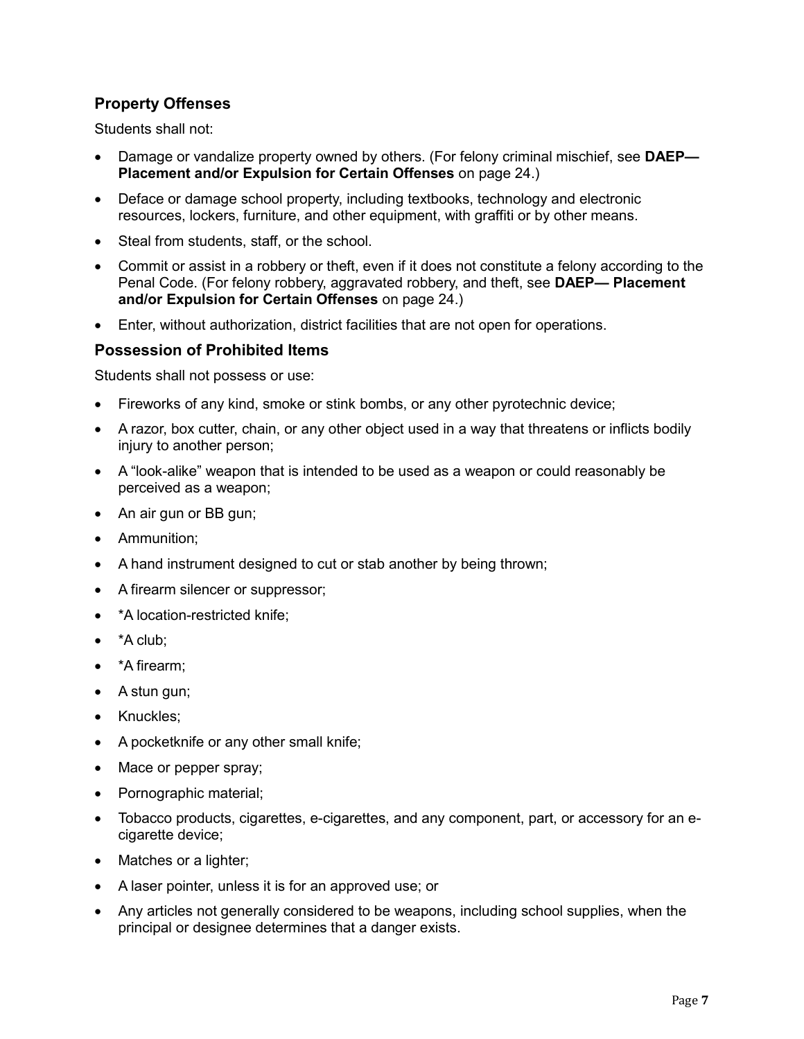### Property Offenses

Students shall not:

- Damage or vandalize property owned by others. (For felony criminal mischief, see **DAEP—Placement and/or Expulsion for Certain Offenses** on page 24.)
- Deface or damage school property, including textbooks, technology and electronic resources, lockers, furniture, and other equipment, with graffiti or by other means.
- Steal from students, staff, or the school.
- Commit or assist in a robbery or theft, even if it does not constitute a felony according to the Penal Code. (For felony robbery, aggravated robbery, and theft, see **DAEP— Placement and/or Expulsion for Certain Offenses** on page 24.)
- Enter, without authorization, district facilities that are not open for operations.

### Possession of Prohibited Items

Students shall not possess or use:

- Fireworks of any kind, smoke or stink bombs, or any other pyrotechnic device;
- A razor, box cutter, chain, or any other object used in a way that threatens or inflicts bodily injury to another person;
- A "look-alike" weapon that is intended to be used as a weapon or could reasonably be perceived as a weapon;
- An air gun or BB gun;
- Ammunition;
- A hand instrument designed to cut or stab another by being thrown;
- A firearm silencer or suppressor;
- *A location-restricted knife;
- *A club;
- *A firearm;
- A stun gun;
- Knuckles;
- A pocketknife or any other small knife;
- Mace or pepper spray;
- Pornographic material;
- Tobacco products, cigarettes, e-cigarettes, and any component, part, or accessory for an e-cigarette device;
- Matches or a lighter;
- A laser pointer, unless it is for an approved use; or
- Any articles not generally considered to be weapons, including school supplies, when the principal or designee determines that a danger exists.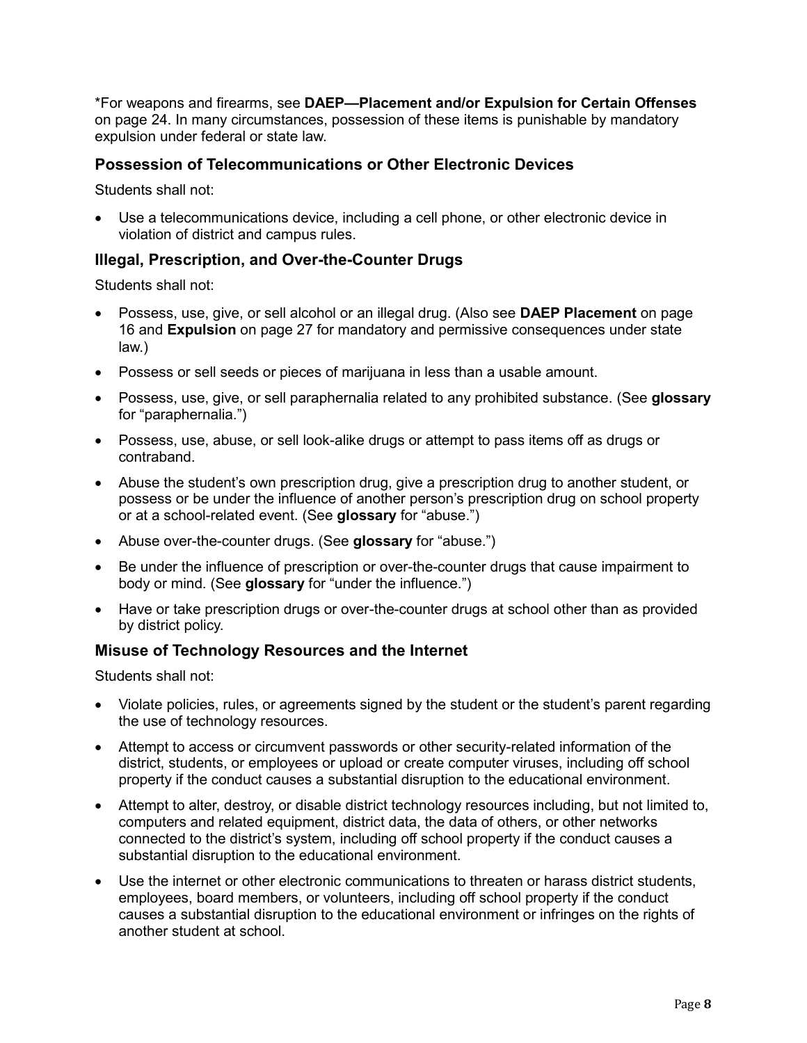*For weapons and firearms, see **DAEP—Placement and/or Expulsion for Certain Offenses** on page 24. In many circumstances, possession of these items is punishable by mandatory expulsion under federal or state law.

### Possession of Telecommunications or Other Electronic Devices

Students shall not:

- Use a telecommunications device, including a cell phone, or other electronic device in violation of district and campus rules.

### Illegal, Prescription, and Over-the-Counter Drugs

Students shall not:

- Possess, use, give, or sell alcohol or an illegal drug. (Also see **DAEP Placement** on page 16 and **Expulsion** on page 27 for mandatory and permissive consequences under state law.)
- Possess or sell seeds or pieces of marijuana in less than a usable amount.
- Possess, use, give, or sell paraphernalia related to any prohibited substance. (See **glossary** for "paraphernalia.")
- Possess, use, abuse, or sell look-alike drugs or attempt to pass items off as drugs or contraband.
- Abuse the student's own prescription drug, give a prescription drug to another student, or possess or be under the influence of another person's prescription drug on school property or at a school-related event. (See **glossary** for "abuse.")
- Abuse over-the-counter drugs. (See **glossary** for "abuse.")
- Be under the influence of prescription or over-the-counter drugs that cause impairment to body or mind. (See **glossary** for "under the influence.")
- Have or take prescription drugs or over-the-counter drugs at school other than as provided by district policy.

### Misuse of Technology Resources and the Internet

Students shall not:

- Violate policies, rules, or agreements signed by the student or the student's parent regarding the use of technology resources.
- Attempt to access or circumvent passwords or other security-related information of the district, students, or employees or upload or create computer viruses, including off school property if the conduct causes a substantial disruption to the educational environment.
- Attempt to alter, destroy, or disable district technology resources including, but not limited to, computers and related equipment, district data, the data of others, or other networks connected to the district's system, including off school property if the conduct causes a substantial disruption to the educational environment.
- Use the internet or other electronic communications to threaten or harass district students, employees, board members, or volunteers, including off school property if the conduct causes a substantial disruption to the educational environment or infringes on the rights of another student at school.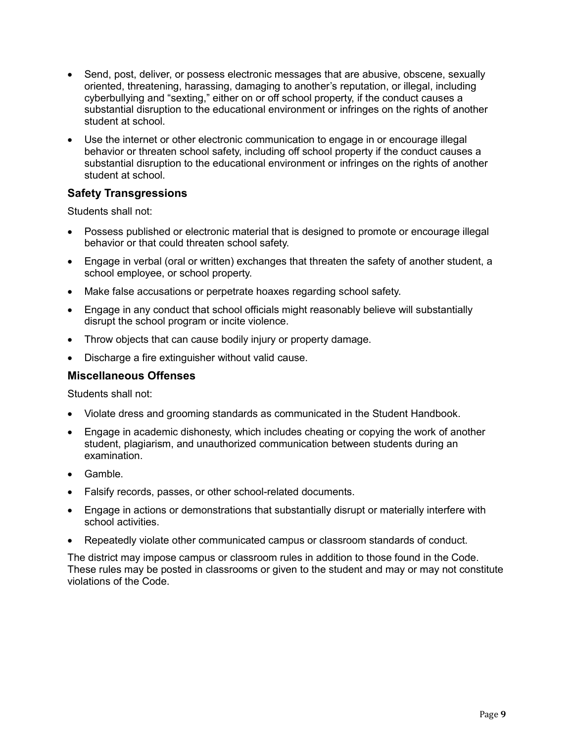- Send, post, deliver, or possess electronic messages that are abusive, obscene, sexually oriented, threatening, harassing, damaging to another's reputation, or illegal, including cyberbullying and "sexting," either on or off school property, if the conduct causes a substantial disruption to the educational environment or infringes on the rights of another student at school.
- Use the internet or other electronic communication to engage in or encourage illegal behavior or threaten school safety, including off school property if the conduct causes a substantial disruption to the educational environment or infringes on the rights of another student at school.

### Safety Transgressions

Students shall not:

- Possess published or electronic material that is designed to promote or encourage illegal behavior or that could threaten school safety.
- Engage in verbal (oral or written) exchanges that threaten the safety of another student, a school employee, or school property.
- Make false accusations or perpetrate hoaxes regarding school safety.
- Engage in any conduct that school officials might reasonably believe will substantially disrupt the school program or incite violence.
- Throw objects that can cause bodily injury or property damage.
- Discharge a fire extinguisher without valid cause.

### Miscellaneous Offenses

Students shall not:

- Violate dress and grooming standards as communicated in the Student Handbook.
- Engage in academic dishonesty, which includes cheating or copying the work of another student, plagiarism, and unauthorized communication between students during an examination.
- Gamble.
- Falsify records, passes, or other school-related documents.
- Engage in actions or demonstrations that substantially disrupt or materially interfere with school activities.
- Repeatedly violate other communicated campus or classroom standards of conduct.

The district may impose campus or classroom rules in addition to those found in the Code. These rules may be posted in classrooms or given to the student and may or may not constitute violations of the Code.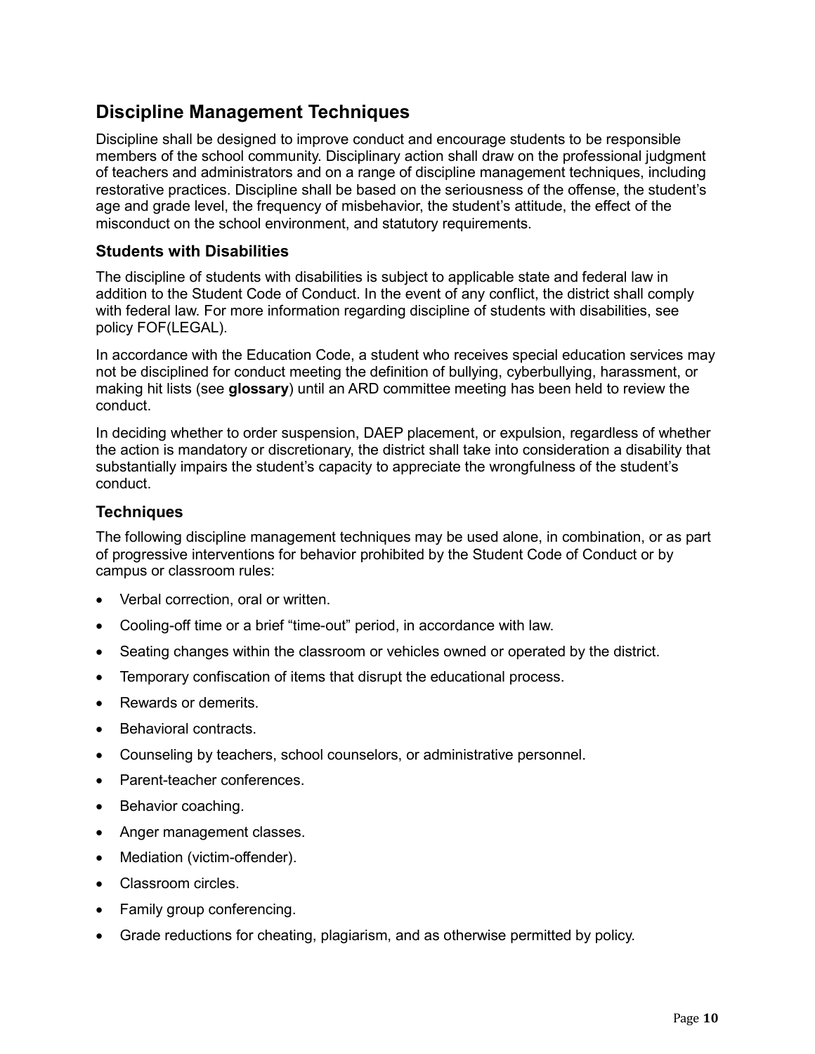## Discipline Management Techniques

Discipline shall be designed to improve conduct and encourage students to be responsible members of the school community. Disciplinary action shall draw on the professional judgment of teachers and administrators and on a range of discipline management techniques, including restorative practices. Discipline shall be based on the seriousness of the offense, the student's age and grade level, the frequency of misbehavior, the student's attitude, the effect of the misconduct on the school environment, and statutory requirements.

### Students with Disabilities

The discipline of students with disabilities is subject to applicable state and federal law in addition to the Student Code of Conduct. In the event of any conflict, the district shall comply with federal law. For more information regarding discipline of students with disabilities, see policy FOF(LEGAL).

In accordance with the Education Code, a student who receives special education services may not be disciplined for conduct meeting the definition of bullying, cyberbullying, harassment, or making hit lists (see **glossary**) until an ARD committee meeting has been held to review the conduct.

In deciding whether to order suspension, DAEP placement, or expulsion, regardless of whether the action is mandatory or discretionary, the district shall take into consideration a disability that substantially impairs the student's capacity to appreciate the wrongfulness of the student's conduct.

### Techniques

The following discipline management techniques may be used alone, in combination, or as part of progressive interventions for behavior prohibited by the Student Code of Conduct or by campus or classroom rules:

- Verbal correction, oral or written.
- Cooling-off time or a brief "time-out" period, in accordance with law.
- Seating changes within the classroom or vehicles owned or operated by the district.
- Temporary confiscation of items that disrupt the educational process.
- Rewards or demerits.
- Behavioral contracts.
- Counseling by teachers, school counselors, or administrative personnel.
- Parent-teacher conferences.
- Behavior coaching.
- Anger management classes.
- Mediation (victim-offender).
- Classroom circles.
- Family group conferencing.
- Grade reductions for cheating, plagiarism, and as otherwise permitted by policy.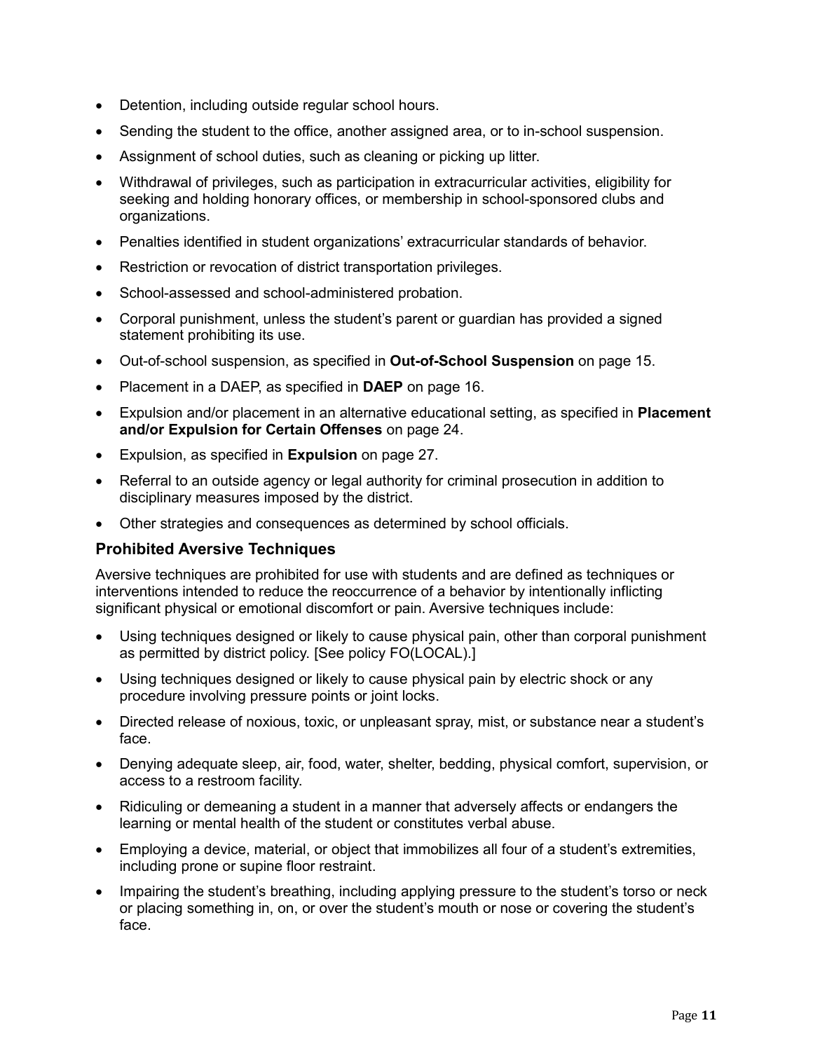- Detention, including outside regular school hours.
- Sending the student to the office, another assigned area, or to in-school suspension.
- Assignment of school duties, such as cleaning or picking up litter.
- Withdrawal of privileges, such as participation in extracurricular activities, eligibility for seeking and holding honorary offices, or membership in school-sponsored clubs and organizations.
- Penalties identified in student organizations' extracurricular standards of behavior.
- Restriction or revocation of district transportation privileges.
- School-assessed and school-administered probation.
- Corporal punishment, unless the student's parent or guardian has provided a signed statement prohibiting its use.
- Out-of-school suspension, as specified in **Out-of-School Suspension** on page 15.
- Placement in a DAEP, as specified in **DAEP** on page 16.
- Expulsion and/or placement in an alternative educational setting, as specified in **Placement and/or Expulsion for Certain Offenses** on page 24.
- Expulsion, as specified in **Expulsion** on page 27.
- Referral to an outside agency or legal authority for criminal prosecution in addition to disciplinary measures imposed by the district.
- Other strategies and consequences as determined by school officials.

### Prohibited Aversive Techniques

Aversive techniques are prohibited for use with students and are defined as techniques or interventions intended to reduce the reoccurrence of a behavior by intentionally inflicting significant physical or emotional discomfort or pain. Aversive techniques include:

- Using techniques designed or likely to cause physical pain, other than corporal punishment as permitted by district policy. [See policy FO(LOCAL).]
- Using techniques designed or likely to cause physical pain by electric shock or any procedure involving pressure points or joint locks.
- Directed release of noxious, toxic, or unpleasant spray, mist, or substance near a student's face.
- Denying adequate sleep, air, food, water, shelter, bedding, physical comfort, supervision, or access to a restroom facility.
- Ridiculing or demeaning a student in a manner that adversely affects or endangers the learning or mental health of the student or constitutes verbal abuse.
- Employing a device, material, or object that immobilizes all four of a student's extremities, including prone or supine floor restraint.
- Impairing the student's breathing, including applying pressure to the student's torso or neck or placing something in, on, or over the student's mouth or nose or covering the student's face.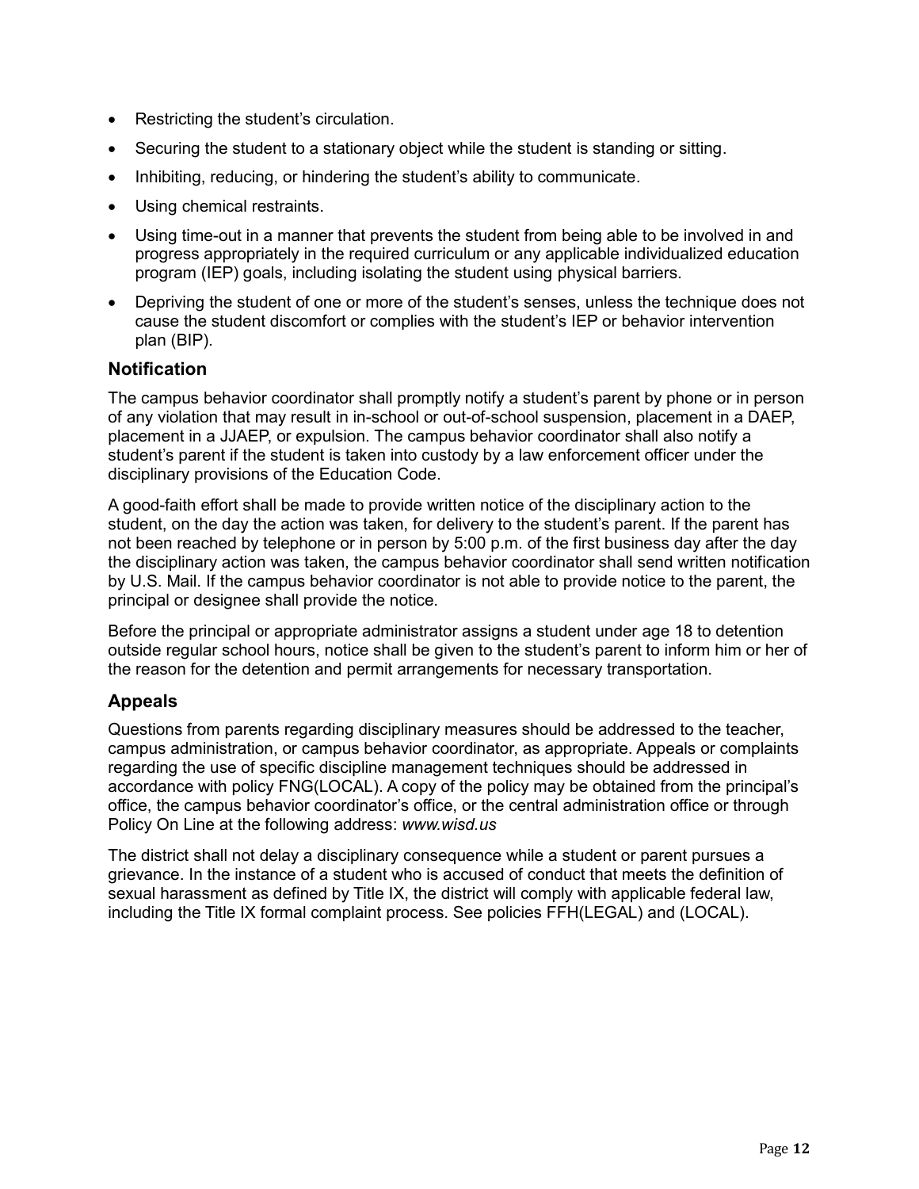- Restricting the student's circulation.
- Securing the student to a stationary object while the student is standing or sitting.
- Inhibiting, reducing, or hindering the student's ability to communicate.
- Using chemical restraints.
- Using time-out in a manner that prevents the student from being able to be involved in and progress appropriately in the required curriculum or any applicable individualized education program (IEP) goals, including isolating the student using physical barriers.
- Depriving the student of one or more of the student's senses, unless the technique does not cause the student discomfort or complies with the student's IEP or behavior intervention plan (BIP).

## Notification

The campus behavior coordinator shall promptly notify a student's parent by phone or in person of any violation that may result in in-school or out-of-school suspension, placement in a DAEP, placement in a JJAEP, or expulsion. The campus behavior coordinator shall also notify a student's parent if the student is taken into custody by a law enforcement officer under the disciplinary provisions of the Education Code.

A good-faith effort shall be made to provide written notice of the disciplinary action to the student, on the day the action was taken, for delivery to the student's parent. If the parent has not been reached by telephone or in person by 5:00 p.m. of the first business day after the day the disciplinary action was taken, the campus behavior coordinator shall send written notification by U.S. Mail. If the campus behavior coordinator is not able to provide notice to the parent, the principal or designee shall provide the notice.

Before the principal or appropriate administrator assigns a student under age 18 to detention outside regular school hours, notice shall be given to the student's parent to inform him or her of the reason for the detention and permit arrangements for necessary transportation.

## Appeals

Questions from parents regarding disciplinary measures should be addressed to the teacher, campus administration, or campus behavior coordinator, as appropriate. Appeals or complaints regarding the use of specific discipline management techniques should be addressed in accordance with policy FNG(LOCAL). A copy of the policy may be obtained from the principal's office, the campus behavior coordinator's office, or the central administration office or through Policy On Line at the following address: *www.wisd.us*

The district shall not delay a disciplinary consequence while a student or parent pursues a grievance. In the instance of a student who is accused of conduct that meets the definition of sexual harassment as defined by Title IX, the district will comply with applicable federal law, including the Title IX formal complaint process. See policies FFH(LEGAL) and (LOCAL).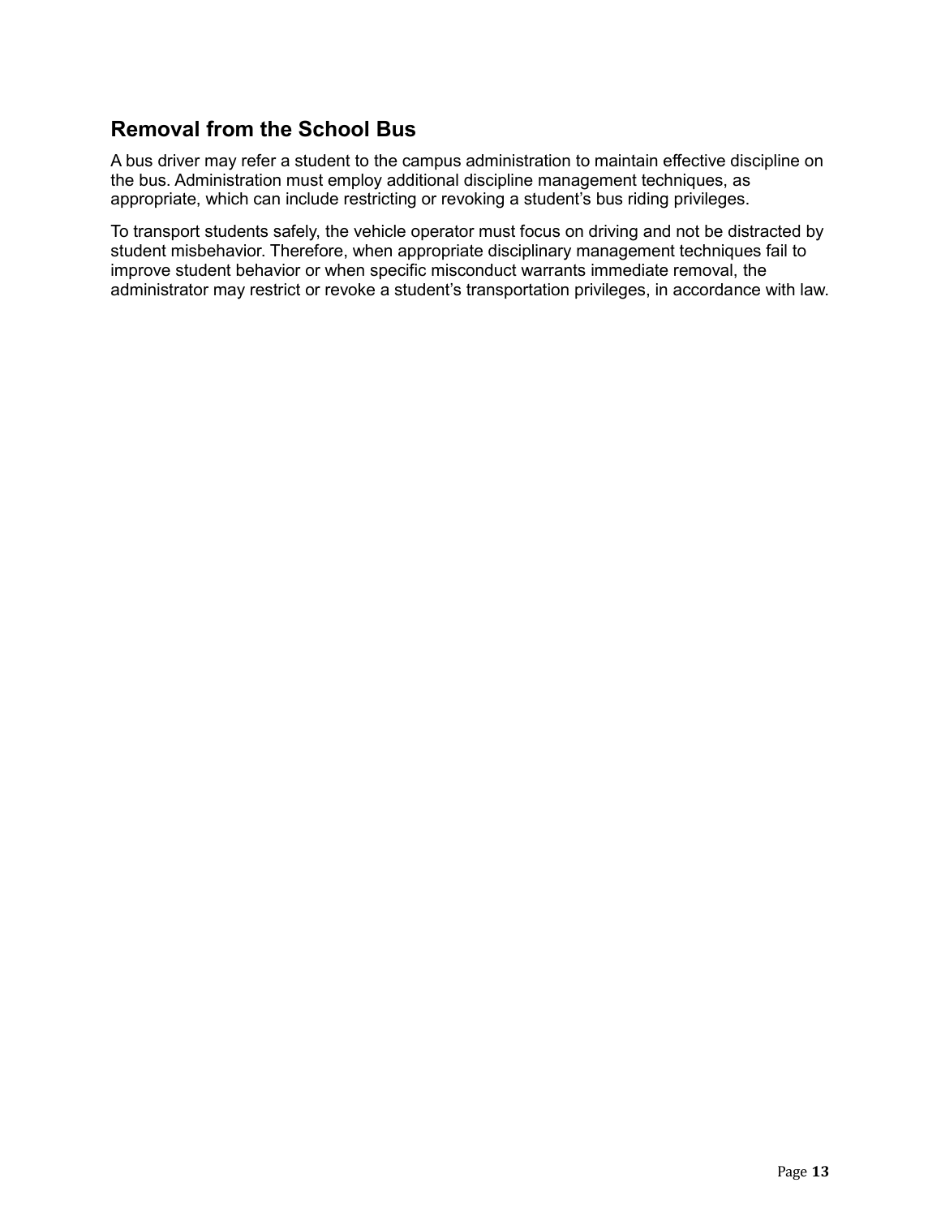## Removal from the School Bus

A bus driver may refer a student to the campus administration to maintain effective discipline on the bus. Administration must employ additional discipline management techniques, as appropriate, which can include restricting or revoking a student's bus riding privileges.

To transport students safely, the vehicle operator must focus on driving and not be distracted by student misbehavior. Therefore, when appropriate disciplinary management techniques fail to improve student behavior or when specific misconduct warrants immediate removal, the administrator may restrict or revoke a student's transportation privileges, in accordance with law.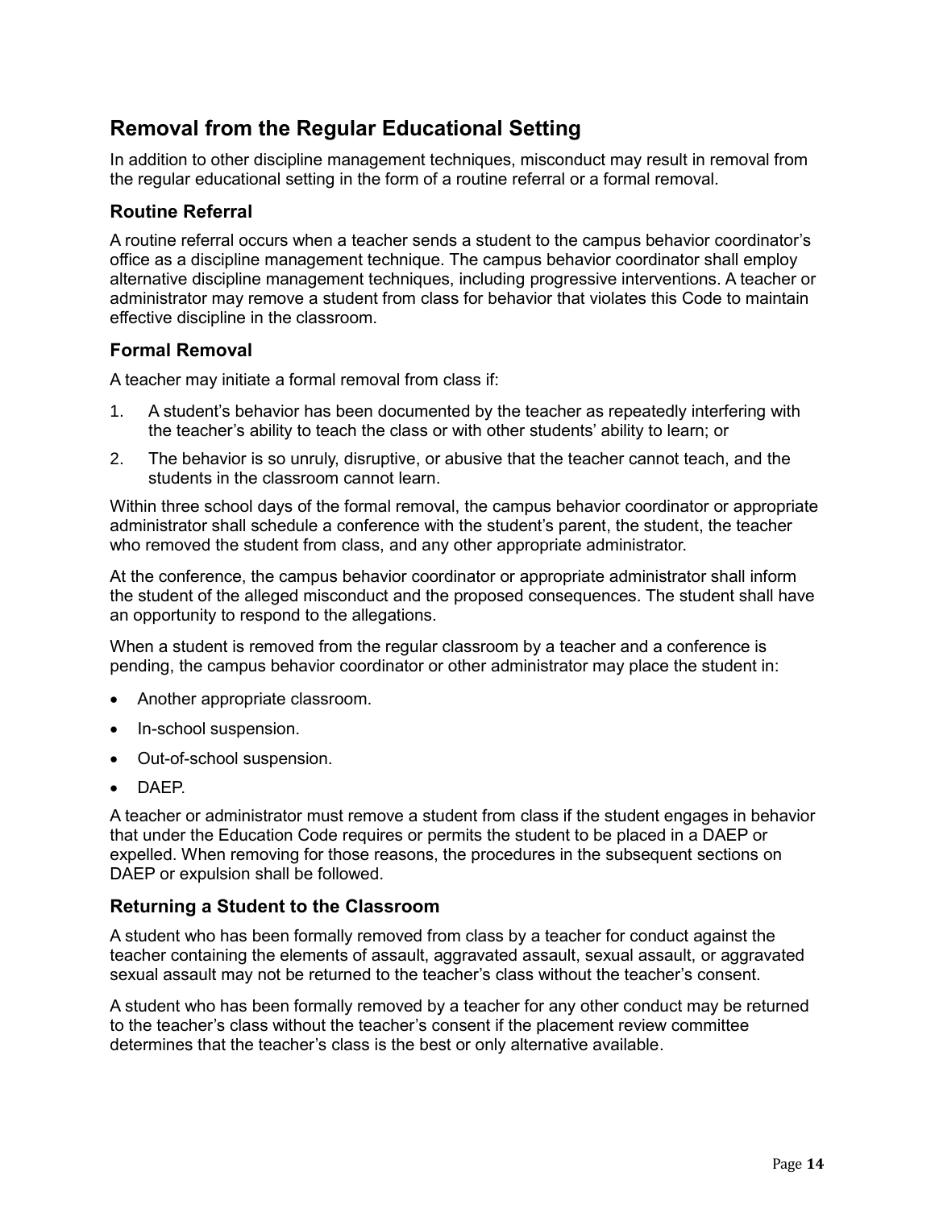## Removal from the Regular Educational Setting

In addition to other discipline management techniques, misconduct may result in removal from the regular educational setting in the form of a routine referral or a formal removal.

### Routine Referral

A routine referral occurs when a teacher sends a student to the campus behavior coordinator's office as a discipline management technique. The campus behavior coordinator shall employ alternative discipline management techniques, including progressive interventions. A teacher or administrator may remove a student from class for behavior that violates this Code to maintain effective discipline in the classroom.

### Formal Removal

A teacher may initiate a formal removal from class if:

1. A student's behavior has been documented by the teacher as repeatedly interfering with the teacher's ability to teach the class or with other students' ability to learn; or
2. The behavior is so unruly, disruptive, or abusive that the teacher cannot teach, and the students in the classroom cannot learn.

Within three school days of the formal removal, the campus behavior coordinator or appropriate administrator shall schedule a conference with the student's parent, the student, the teacher who removed the student from class, and any other appropriate administrator.

At the conference, the campus behavior coordinator or appropriate administrator shall inform the student of the alleged misconduct and the proposed consequences. The student shall have an opportunity to respond to the allegations.

When a student is removed from the regular classroom by a teacher and a conference is pending, the campus behavior coordinator or other administrator may place the student in:

- Another appropriate classroom.
- In-school suspension.
- Out-of-school suspension.
- DAEP.

A teacher or administrator must remove a student from class if the student engages in behavior that under the Education Code requires or permits the student to be placed in a DAEP or expelled. When removing for those reasons, the procedures in the subsequent sections on DAEP or expulsion shall be followed.

### Returning a Student to the Classroom

A student who has been formally removed from class by a teacher for conduct against the teacher containing the elements of assault, aggravated assault, sexual assault, or aggravated sexual assault may not be returned to the teacher's class without the teacher's consent.

A student who has been formally removed by a teacher for any other conduct may be returned to the teacher's class without the teacher's consent if the placement review committee determines that the teacher's class is the best or only alternative available.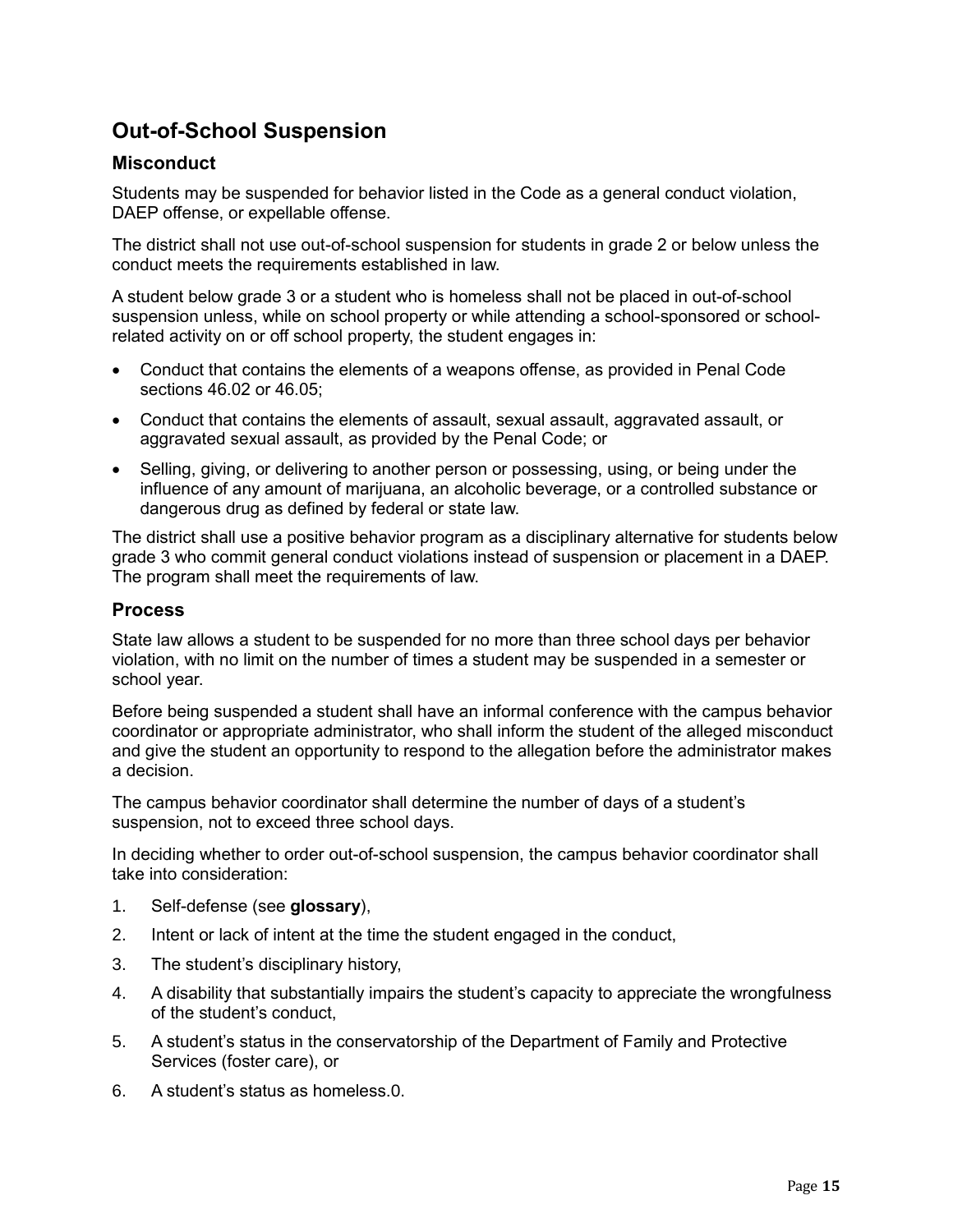## Out-of-School Suspension

### Misconduct

Students may be suspended for behavior listed in the Code as a general conduct violation, DAEP offense, or expellable offense.

The district shall not use out-of-school suspension for students in grade 2 or below unless the conduct meets the requirements established in law.

A student below grade 3 or a student who is homeless shall not be placed in out-of-school suspension unless, while on school property or while attending a school-sponsored or school-related activity on or off school property, the student engages in:

- Conduct that contains the elements of a weapons offense, as provided in Penal Code sections 46.02 or 46.05;
- Conduct that contains the elements of assault, sexual assault, aggravated assault, or aggravated sexual assault, as provided by the Penal Code; or
- Selling, giving, or delivering to another person or possessing, using, or being under the influence of any amount of marijuana, an alcoholic beverage, or a controlled substance or dangerous drug as defined by federal or state law.

The district shall use a positive behavior program as a disciplinary alternative for students below grade 3 who commit general conduct violations instead of suspension or placement in a DAEP. The program shall meet the requirements of law.

### Process

State law allows a student to be suspended for no more than three school days per behavior violation, with no limit on the number of times a student may be suspended in a semester or school year.

Before being suspended a student shall have an informal conference with the campus behavior coordinator or appropriate administrator, who shall inform the student of the alleged misconduct and give the student an opportunity to respond to the allegation before the administrator makes a decision.

The campus behavior coordinator shall determine the number of days of a student's suspension, not to exceed three school days.

In deciding whether to order out-of-school suspension, the campus behavior coordinator shall take into consideration:

1. Self-defense (see **glossary**),
2. Intent or lack of intent at the time the student engaged in the conduct,
3. The student's disciplinary history,
4. A disability that substantially impairs the student's capacity to appreciate the wrongfulness of the student's conduct,
5. A student's status in the conservatorship of the Department of Family and Protective Services (foster care), or
6. A student's status as homeless.0.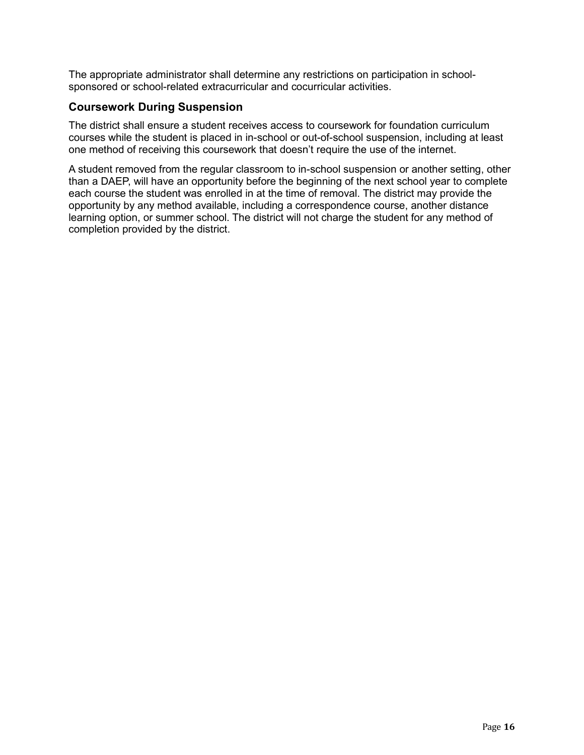The appropriate administrator shall determine any restrictions on participation in school-sponsored or school-related extracurricular and cocurricular activities.

### Coursework During Suspension

The district shall ensure a student receives access to coursework for foundation curriculum courses while the student is placed in in-school or out-of-school suspension, including at least one method of receiving this coursework that doesn't require the use of the internet.

A student removed from the regular classroom to in-school suspension or another setting, other than a DAEP, will have an opportunity before the beginning of the next school year to complete each course the student was enrolled in at the time of removal. The district may provide the opportunity by any method available, including a correspondence course, another distance learning option, or summer school. The district will not charge the student for any method of completion provided by the district.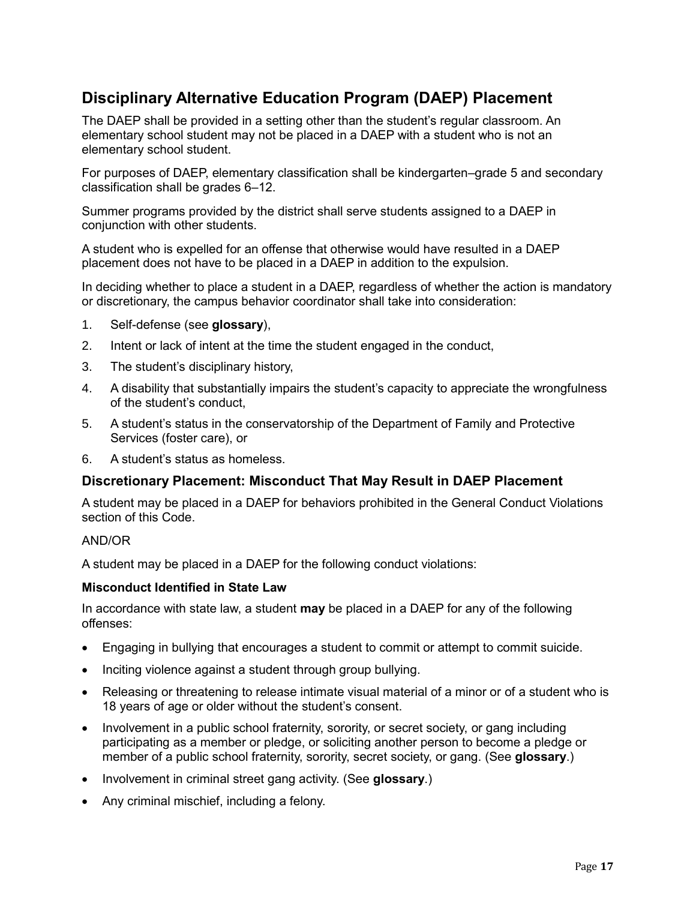## Disciplinary Alternative Education Program (DAEP) Placement

The DAEP shall be provided in a setting other than the student's regular classroom. An elementary school student may not be placed in a DAEP with a student who is not an elementary school student.

For purposes of DAEP, elementary classification shall be kindergarten–grade 5 and secondary classification shall be grades 6–12.

Summer programs provided by the district shall serve students assigned to a DAEP in conjunction with other students.

A student who is expelled for an offense that otherwise would have resulted in a DAEP placement does not have to be placed in a DAEP in addition to the expulsion.

In deciding whether to place a student in a DAEP, regardless of whether the action is mandatory or discretionary, the campus behavior coordinator shall take into consideration:

1. Self-defense (see **glossary**),
2. Intent or lack of intent at the time the student engaged in the conduct,
3. The student's disciplinary history,
4. A disability that substantially impairs the student's capacity to appreciate the wrongfulness of the student's conduct,
5. A student's status in the conservatorship of the Department of Family and Protective Services (foster care), or
6. A student's status as homeless.

### Discretionary Placement: Misconduct That May Result in DAEP Placement

A student may be placed in a DAEP for behaviors prohibited in the General Conduct Violations section of this Code.

AND/OR

A student may be placed in a DAEP for the following conduct violations:

#### Misconduct Identified in State Law

In accordance with state law, a student **may** be placed in a DAEP for any of the following offenses:

- Engaging in bullying that encourages a student to commit or attempt to commit suicide.
- Inciting violence against a student through group bullying.
- Releasing or threatening to release intimate visual material of a minor or of a student who is 18 years of age or older without the student's consent.
- Involvement in a public school fraternity, sorority, or secret society, or gang including participating as a member or pledge, or soliciting another person to become a pledge or member of a public school fraternity, sorority, secret society, or gang. (See **glossary**.)
- Involvement in criminal street gang activity. (See **glossary**.)
- Any criminal mischief, including a felony.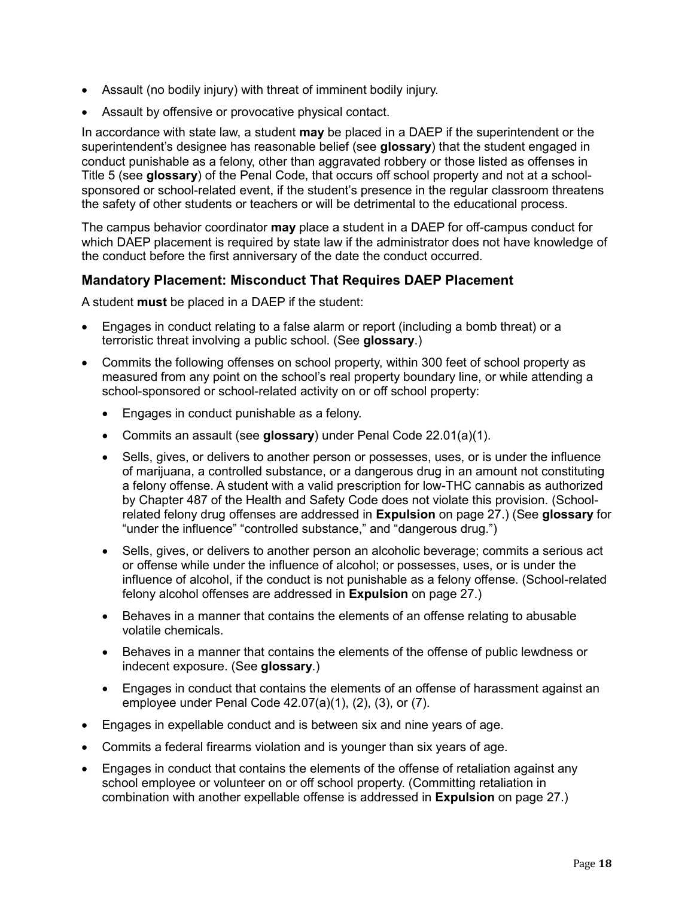- Assault (no bodily injury) with threat of imminent bodily injury.
- Assault by offensive or provocative physical contact.

In accordance with state law, a student **may** be placed in a DAEP if the superintendent or the superintendent's designee has reasonable belief (see **glossary**) that the student engaged in conduct punishable as a felony, other than aggravated robbery or those listed as offenses in Title 5 (see **glossary**) of the Penal Code, that occurs off school property and not at a school-sponsored or school-related event, if the student's presence in the regular classroom threatens the safety of other students or teachers or will be detrimental to the educational process.

The campus behavior coordinator **may** place a student in a DAEP for off-campus conduct for which DAEP placement is required by state law if the administrator does not have knowledge of the conduct before the first anniversary of the date the conduct occurred.

### Mandatory Placement: Misconduct That Requires DAEP Placement

A student **must** be placed in a DAEP if the student:

- Engages in conduct relating to a false alarm or report (including a bomb threat) or a terroristic threat involving a public school. (See **glossary**.)
- Commits the following offenses on school property, within 300 feet of school property as measured from any point on the school's real property boundary line, or while attending a school-sponsored or school-related activity on or off school property:
  - Engages in conduct punishable as a felony.
  - Commits an assault (see **glossary**) under Penal Code 22.01(a)(1).
  - Sells, gives, or delivers to another person or possesses, uses, or is under the influence of marijuana, a controlled substance, or a dangerous drug in an amount not constituting a felony offense. A student with a valid prescription for low-THC cannabis as authorized by Chapter 487 of the Health and Safety Code does not violate this provision. (School-related felony drug offenses are addressed in **Expulsion** on page 27.) (See **glossary** for "under the influence" "controlled substance," and "dangerous drug.")
  - Sells, gives, or delivers to another person an alcoholic beverage; commits a serious act or offense while under the influence of alcohol; or possesses, uses, or is under the influence of alcohol, if the conduct is not punishable as a felony offense. (School-related felony alcohol offenses are addressed in **Expulsion** on page 27.)
  - Behaves in a manner that contains the elements of an offense relating to abusable volatile chemicals.
  - Behaves in a manner that contains the elements of the offense of public lewdness or indecent exposure. (See **glossary**.)
  - Engages in conduct that contains the elements of an offense of harassment against an employee under Penal Code 42.07(a)(1), (2), (3), or (7).
- Engages in expellable conduct and is between six and nine years of age.
- Commits a federal firearms violation and is younger than six years of age.
- Engages in conduct that contains the elements of the offense of retaliation against any school employee or volunteer on or off school property. (Committing retaliation in combination with another expellable offense is addressed in **Expulsion** on page 27.)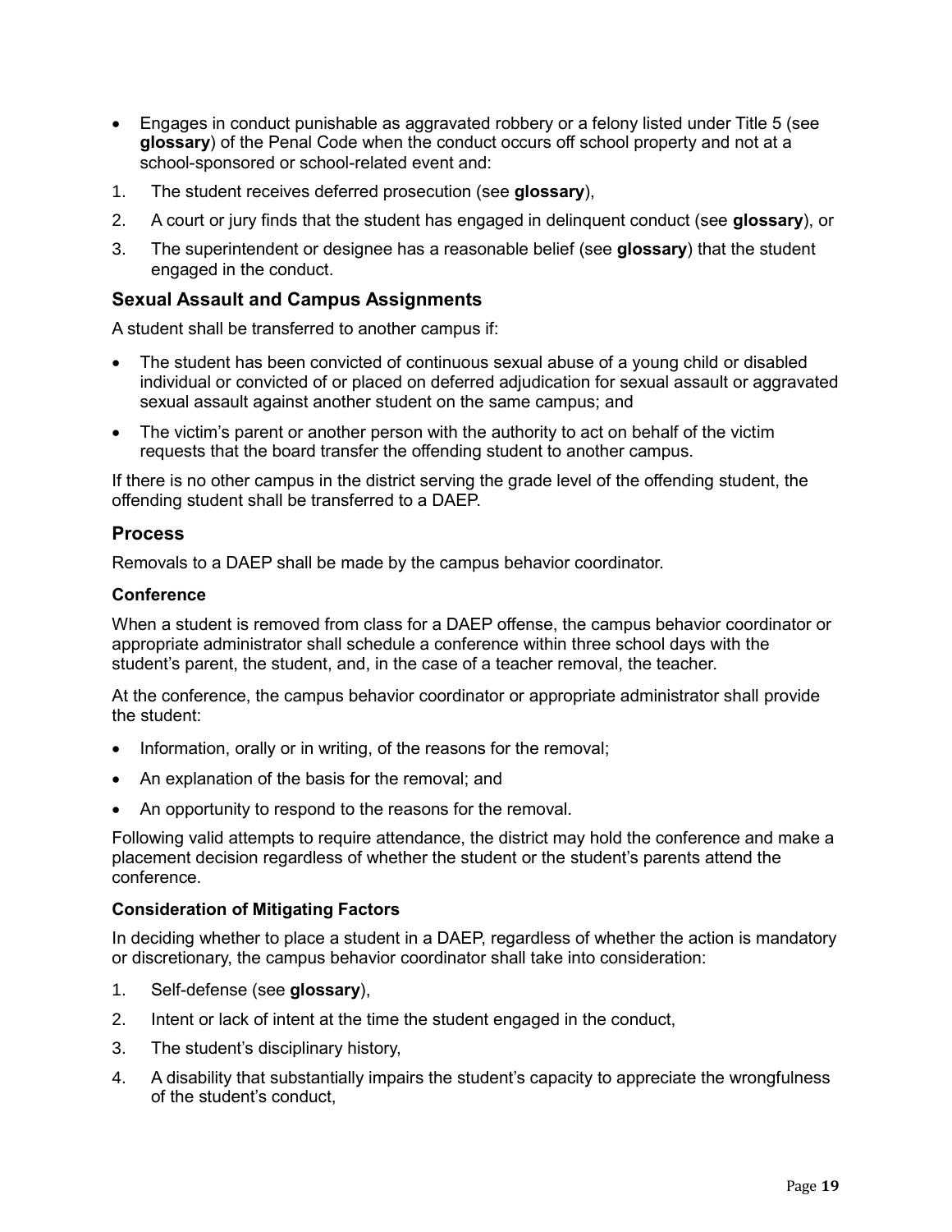- Engages in conduct punishable as aggravated robbery or a felony listed under Title 5 (see **glossary**) of the Penal Code when the conduct occurs off school property and not at a school-sponsored or school-related event and:

1. The student receives deferred prosecution (see **glossary**),
2. A court or jury finds that the student has engaged in delinquent conduct (see **glossary**), or
3. The superintendent or designee has a reasonable belief (see **glossary**) that the student engaged in the conduct.

## Sexual Assault and Campus Assignments

A student shall be transferred to another campus if:

- The student has been convicted of continuous sexual abuse of a young child or disabled individual or convicted of or placed on deferred adjudication for sexual assault or aggravated sexual assault against another student on the same campus; and
- The victim's parent or another person with the authority to act on behalf of the victim requests that the board transfer the offending student to another campus.

If there is no other campus in the district serving the grade level of the offending student, the offending student shall be transferred to a DAEP.

## Process

Removals to a DAEP shall be made by the campus behavior coordinator.

### Conference

When a student is removed from class for a DAEP offense, the campus behavior coordinator or appropriate administrator shall schedule a conference within three school days with the student's parent, the student, and, in the case of a teacher removal, the teacher.

At the conference, the campus behavior coordinator or appropriate administrator shall provide the student:

- Information, orally or in writing, of the reasons for the removal;
- An explanation of the basis for the removal; and
- An opportunity to respond to the reasons for the removal.

Following valid attempts to require attendance, the district may hold the conference and make a placement decision regardless of whether the student or the student's parents attend the conference.

### Consideration of Mitigating Factors

In deciding whether to place a student in a DAEP, regardless of whether the action is mandatory or discretionary, the campus behavior coordinator shall take into consideration:

1. Self-defense (see **glossary**),
2. Intent or lack of intent at the time the student engaged in the conduct,
3. The student's disciplinary history,
4. A disability that substantially impairs the student's capacity to appreciate the wrongfulness of the student's conduct,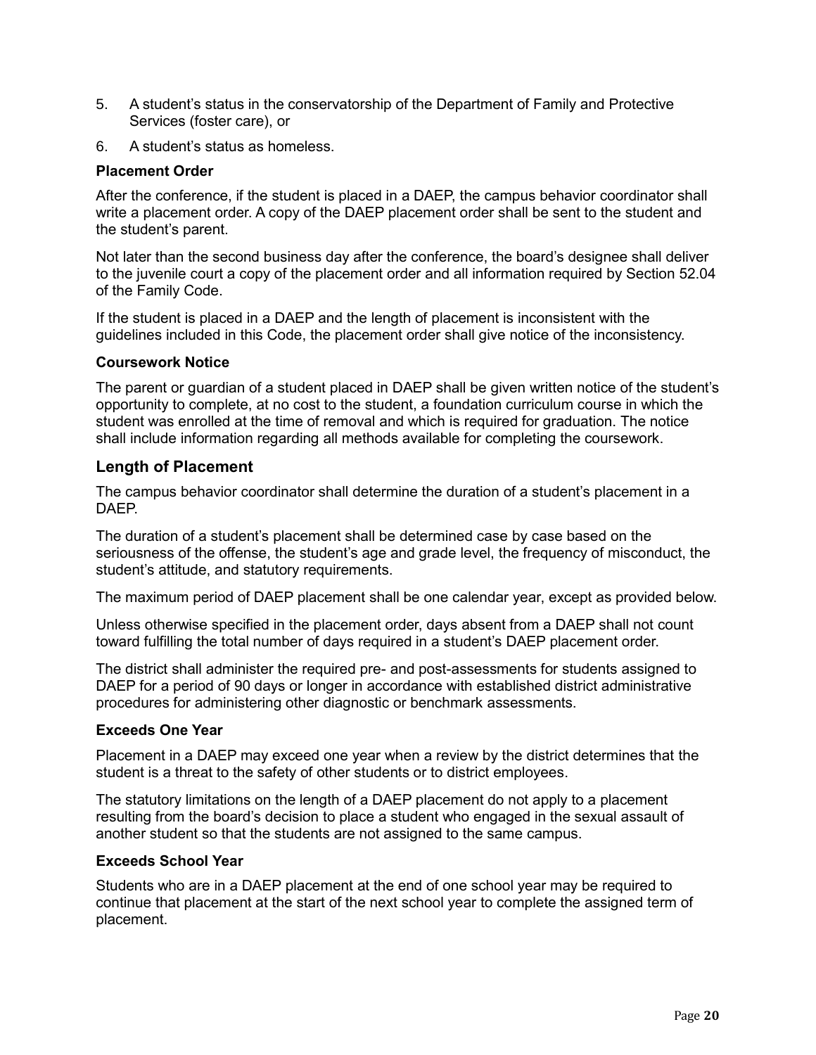5. A student's status in the conservatorship of the Department of Family and Protective Services (foster care), or
6. A student's status as homeless.

#### Placement Order

After the conference, if the student is placed in a DAEP, the campus behavior coordinator shall write a placement order. A copy of the DAEP placement order shall be sent to the student and the student's parent.

Not later than the second business day after the conference, the board's designee shall deliver to the juvenile court a copy of the placement order and all information required by Section 52.04 of the Family Code.

If the student is placed in a DAEP and the length of placement is inconsistent with the guidelines included in this Code, the placement order shall give notice of the inconsistency.

#### Coursework Notice

The parent or guardian of a student placed in DAEP shall be given written notice of the student's opportunity to complete, at no cost to the student, a foundation curriculum course in which the student was enrolled at the time of removal and which is required for graduation. The notice shall include information regarding all methods available for completing the coursework.

### Length of Placement

The campus behavior coordinator shall determine the duration of a student's placement in a DAEP.

The duration of a student's placement shall be determined case by case based on the seriousness of the offense, the student's age and grade level, the frequency of misconduct, the student's attitude, and statutory requirements.

The maximum period of DAEP placement shall be one calendar year, except as provided below.

Unless otherwise specified in the placement order, days absent from a DAEP shall not count toward fulfilling the total number of days required in a student's DAEP placement order.

The district shall administer the required pre- and post-assessments for students assigned to DAEP for a period of 90 days or longer in accordance with established district administrative procedures for administering other diagnostic or benchmark assessments.

#### Exceeds One Year

Placement in a DAEP may exceed one year when a review by the district determines that the student is a threat to the safety of other students or to district employees.

The statutory limitations on the length of a DAEP placement do not apply to a placement resulting from the board's decision to place a student who engaged in the sexual assault of another student so that the students are not assigned to the same campus.

#### Exceeds School Year

Students who are in a DAEP placement at the end of one school year may be required to continue that placement at the start of the next school year to complete the assigned term of placement.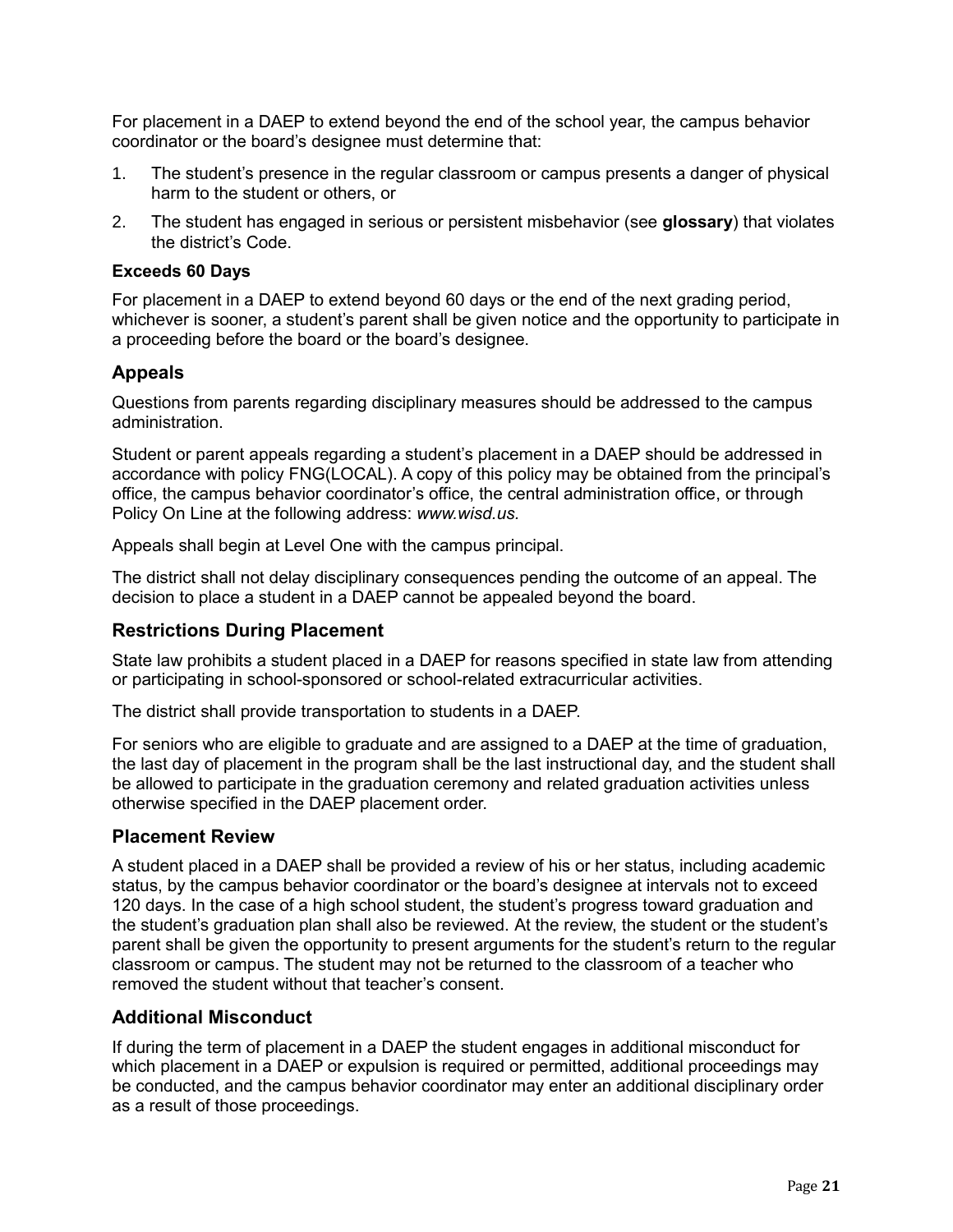For placement in a DAEP to extend beyond the end of the school year, the campus behavior coordinator or the board's designee must determine that:

1. The student's presence in the regular classroom or campus presents a danger of physical harm to the student or others, or
2. The student has engaged in serious or persistent misbehavior (see **glossary**) that violates the district's Code.

#### Exceeds 60 Days

For placement in a DAEP to extend beyond 60 days or the end of the next grading period, whichever is sooner, a student's parent shall be given notice and the opportunity to participate in a proceeding before the board or the board's designee.

### Appeals

Questions from parents regarding disciplinary measures should be addressed to the campus administration.

Student or parent appeals regarding a student's placement in a DAEP should be addressed in accordance with policy FNG(LOCAL). A copy of this policy may be obtained from the principal's office, the campus behavior coordinator's office, the central administration office, or through Policy On Line at the following address: *www.wisd.us.*

Appeals shall begin at Level One with the campus principal.

The district shall not delay disciplinary consequences pending the outcome of an appeal. The decision to place a student in a DAEP cannot be appealed beyond the board.

### Restrictions During Placement

State law prohibits a student placed in a DAEP for reasons specified in state law from attending or participating in school-sponsored or school-related extracurricular activities.

The district shall provide transportation to students in a DAEP.

For seniors who are eligible to graduate and are assigned to a DAEP at the time of graduation, the last day of placement in the program shall be the last instructional day, and the student shall be allowed to participate in the graduation ceremony and related graduation activities unless otherwise specified in the DAEP placement order.

### Placement Review

A student placed in a DAEP shall be provided a review of his or her status, including academic status, by the campus behavior coordinator or the board's designee at intervals not to exceed 120 days. In the case of a high school student, the student's progress toward graduation and the student's graduation plan shall also be reviewed. At the review, the student or the student's parent shall be given the opportunity to present arguments for the student's return to the regular classroom or campus. The student may not be returned to the classroom of a teacher who removed the student without that teacher's consent.

### Additional Misconduct

If during the term of placement in a DAEP the student engages in additional misconduct for which placement in a DAEP or expulsion is required or permitted, additional proceedings may be conducted, and the campus behavior coordinator may enter an additional disciplinary order as a result of those proceedings.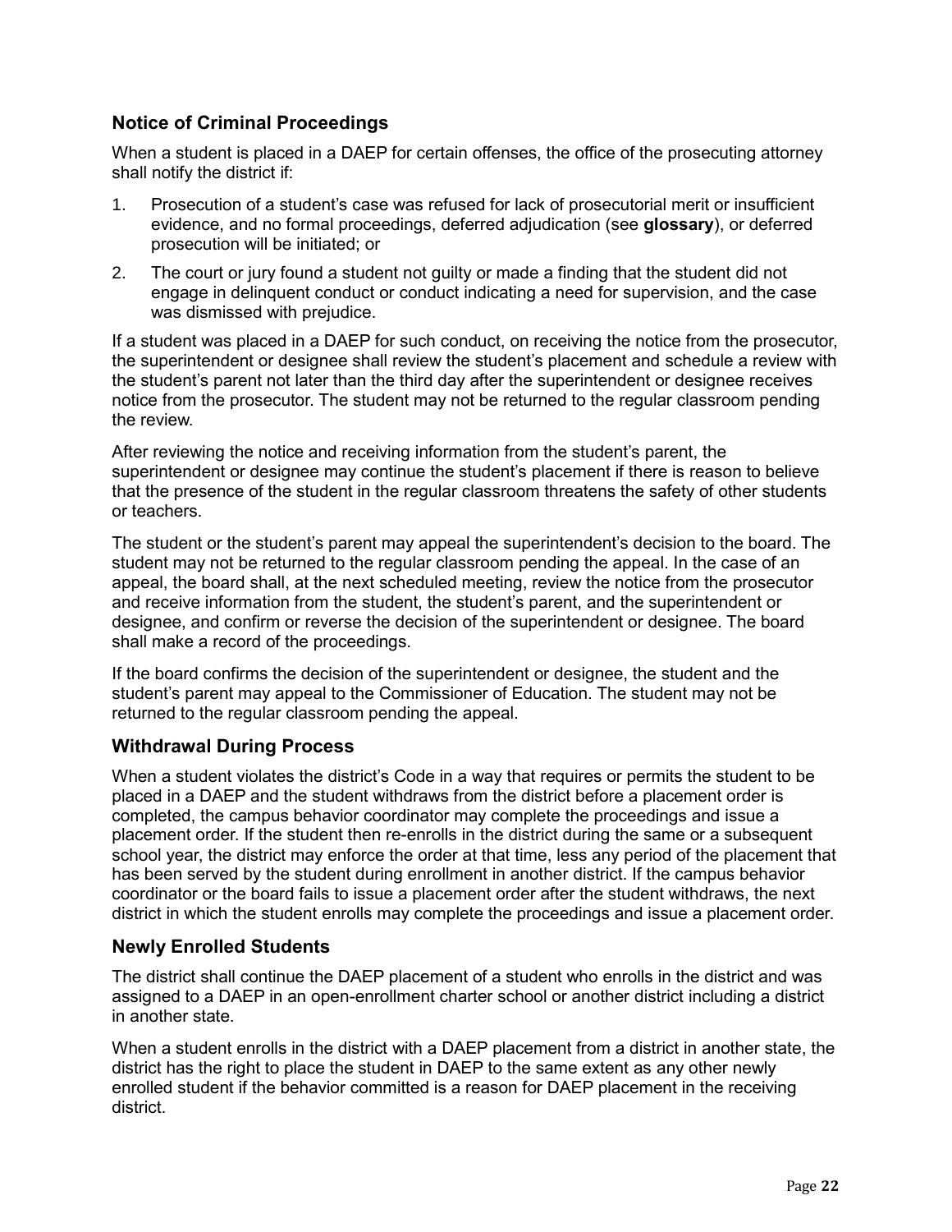### Notice of Criminal Proceedings

When a student is placed in a DAEP for certain offenses, the office of the prosecuting attorney shall notify the district if:

1. Prosecution of a student's case was refused for lack of prosecutorial merit or insufficient evidence, and no formal proceedings, deferred adjudication (see **glossary**), or deferred prosecution will be initiated; or
2. The court or jury found a student not guilty or made a finding that the student did not engage in delinquent conduct or conduct indicating a need for supervision, and the case was dismissed with prejudice.

If a student was placed in a DAEP for such conduct, on receiving the notice from the prosecutor, the superintendent or designee shall review the student's placement and schedule a review with the student's parent not later than the third day after the superintendent or designee receives notice from the prosecutor. The student may not be returned to the regular classroom pending the review.

After reviewing the notice and receiving information from the student's parent, the superintendent or designee may continue the student's placement if there is reason to believe that the presence of the student in the regular classroom threatens the safety of other students or teachers.

The student or the student's parent may appeal the superintendent's decision to the board. The student may not be returned to the regular classroom pending the appeal. In the case of an appeal, the board shall, at the next scheduled meeting, review the notice from the prosecutor and receive information from the student, the student's parent, and the superintendent or designee, and confirm or reverse the decision of the superintendent or designee. The board shall make a record of the proceedings.

If the board confirms the decision of the superintendent or designee, the student and the student's parent may appeal to the Commissioner of Education. The student may not be returned to the regular classroom pending the appeal.

### Withdrawal During Process

When a student violates the district's Code in a way that requires or permits the student to be placed in a DAEP and the student withdraws from the district before a placement order is completed, the campus behavior coordinator may complete the proceedings and issue a placement order. If the student then re-enrolls in the district during the same or a subsequent school year, the district may enforce the order at that time, less any period of the placement that has been served by the student during enrollment in another district. If the campus behavior coordinator or the board fails to issue a placement order after the student withdraws, the next district in which the student enrolls may complete the proceedings and issue a placement order.

### Newly Enrolled Students

The district shall continue the DAEP placement of a student who enrolls in the district and was assigned to a DAEP in an open-enrollment charter school or another district including a district in another state.

When a student enrolls in the district with a DAEP placement from a district in another state, the district has the right to place the student in DAEP to the same extent as any other newly enrolled student if the behavior committed is a reason for DAEP placement in the receiving district.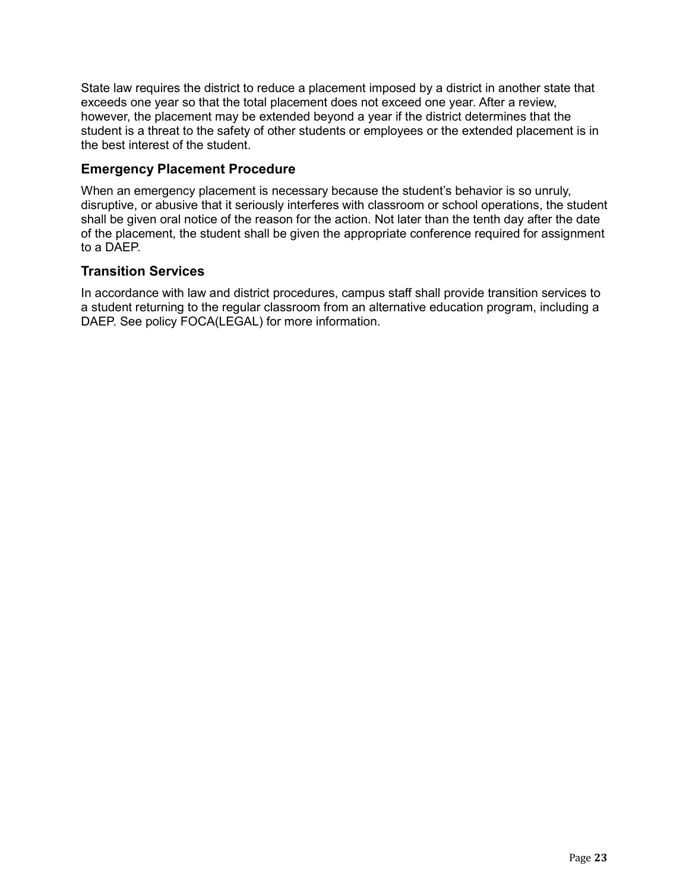State law requires the district to reduce a placement imposed by a district in another state that exceeds one year so that the total placement does not exceed one year. After a review, however, the placement may be extended beyond a year if the district determines that the student is a threat to the safety of other students or employees or the extended placement is in the best interest of the student.

### Emergency Placement Procedure

When an emergency placement is necessary because the student's behavior is so unruly, disruptive, or abusive that it seriously interferes with classroom or school operations, the student shall be given oral notice of the reason for the action. Not later than the tenth day after the date of the placement, the student shall be given the appropriate conference required for assignment to a DAEP.

### Transition Services

In accordance with law and district procedures, campus staff shall provide transition services to a student returning to the regular classroom from an alternative education program, including a DAEP. See policy FOCA(LEGAL) for more information.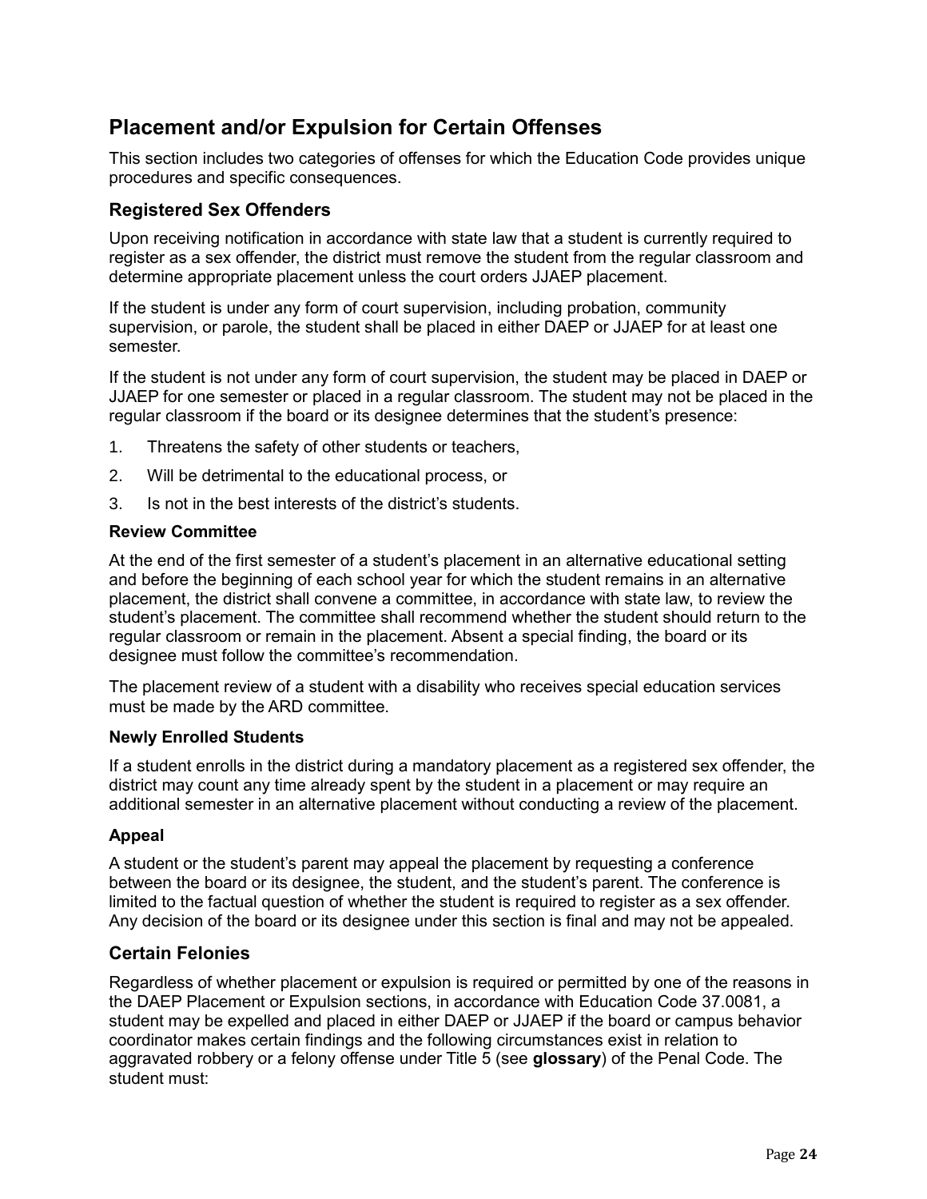## Placement and/or Expulsion for Certain Offenses

This section includes two categories of offenses for which the Education Code provides unique procedures and specific consequences.

### Registered Sex Offenders

Upon receiving notification in accordance with state law that a student is currently required to register as a sex offender, the district must remove the student from the regular classroom and determine appropriate placement unless the court orders JJAEP placement.

If the student is under any form of court supervision, including probation, community supervision, or parole, the student shall be placed in either DAEP or JJAEP for at least one semester.

If the student is not under any form of court supervision, the student may be placed in DAEP or JJAEP for one semester or placed in a regular classroom. The student may not be placed in the regular classroom if the board or its designee determines that the student's presence:

1. Threatens the safety of other students or teachers,
2. Will be detrimental to the educational process, or
3. Is not in the best interests of the district's students.

#### Review Committee

At the end of the first semester of a student's placement in an alternative educational setting and before the beginning of each school year for which the student remains in an alternative placement, the district shall convene a committee, in accordance with state law, to review the student's placement. The committee shall recommend whether the student should return to the regular classroom or remain in the placement. Absent a special finding, the board or its designee must follow the committee's recommendation.

The placement review of a student with a disability who receives special education services must be made by the ARD committee.

#### Newly Enrolled Students

If a student enrolls in the district during a mandatory placement as a registered sex offender, the district may count any time already spent by the student in a placement or may require an additional semester in an alternative placement without conducting a review of the placement.

#### Appeal

A student or the student's parent may appeal the placement by requesting a conference between the board or its designee, the student, and the student's parent. The conference is limited to the factual question of whether the student is required to register as a sex offender. Any decision of the board or its designee under this section is final and may not be appealed.

### Certain Felonies

Regardless of whether placement or expulsion is required or permitted by one of the reasons in the DAEP Placement or Expulsion sections, in accordance with Education Code 37.0081, a student may be expelled and placed in either DAEP or JJAEP if the board or campus behavior coordinator makes certain findings and the following circumstances exist in relation to aggravated robbery or a felony offense under Title 5 (see **glossary**) of the Penal Code. The student must: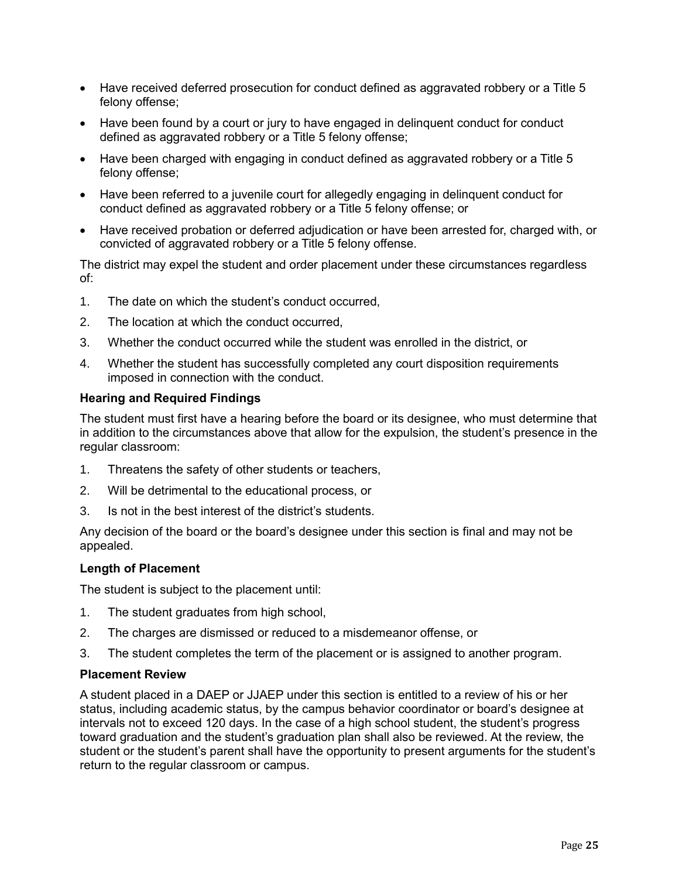- Have received deferred prosecution for conduct defined as aggravated robbery or a Title 5 felony offense;
- Have been found by a court or jury to have engaged in delinquent conduct for conduct defined as aggravated robbery or a Title 5 felony offense;
- Have been charged with engaging in conduct defined as aggravated robbery or a Title 5 felony offense;
- Have been referred to a juvenile court for allegedly engaging in delinquent conduct for conduct defined as aggravated robbery or a Title 5 felony offense; or
- Have received probation or deferred adjudication or have been arrested for, charged with, or convicted of aggravated robbery or a Title 5 felony offense.

The district may expel the student and order placement under these circumstances regardless of:

1. The date on which the student's conduct occurred,
2. The location at which the conduct occurred,
3. Whether the conduct occurred while the student was enrolled in the district, or
4. Whether the student has successfully completed any court disposition requirements imposed in connection with the conduct.

**Hearing and Required Findings**

The student must first have a hearing before the board or its designee, who must determine that in addition to the circumstances above that allow for the expulsion, the student's presence in the regular classroom:

1. Threatens the safety of other students or teachers,
2. Will be detrimental to the educational process, or
3. Is not in the best interest of the district's students.

Any decision of the board or the board's designee under this section is final and may not be appealed.

**Length of Placement**

The student is subject to the placement until:

1. The student graduates from high school,
2. The charges are dismissed or reduced to a misdemeanor offense, or
3. The student completes the term of the placement or is assigned to another program.

**Placement Review**

A student placed in a DAEP or JJAEP under this section is entitled to a review of his or her status, including academic status, by the campus behavior coordinator or board's designee at intervals not to exceed 120 days. In the case of a high school student, the student's progress toward graduation and the student's graduation plan shall also be reviewed. At the review, the student or the student's parent shall have the opportunity to present arguments for the student's return to the regular classroom or campus.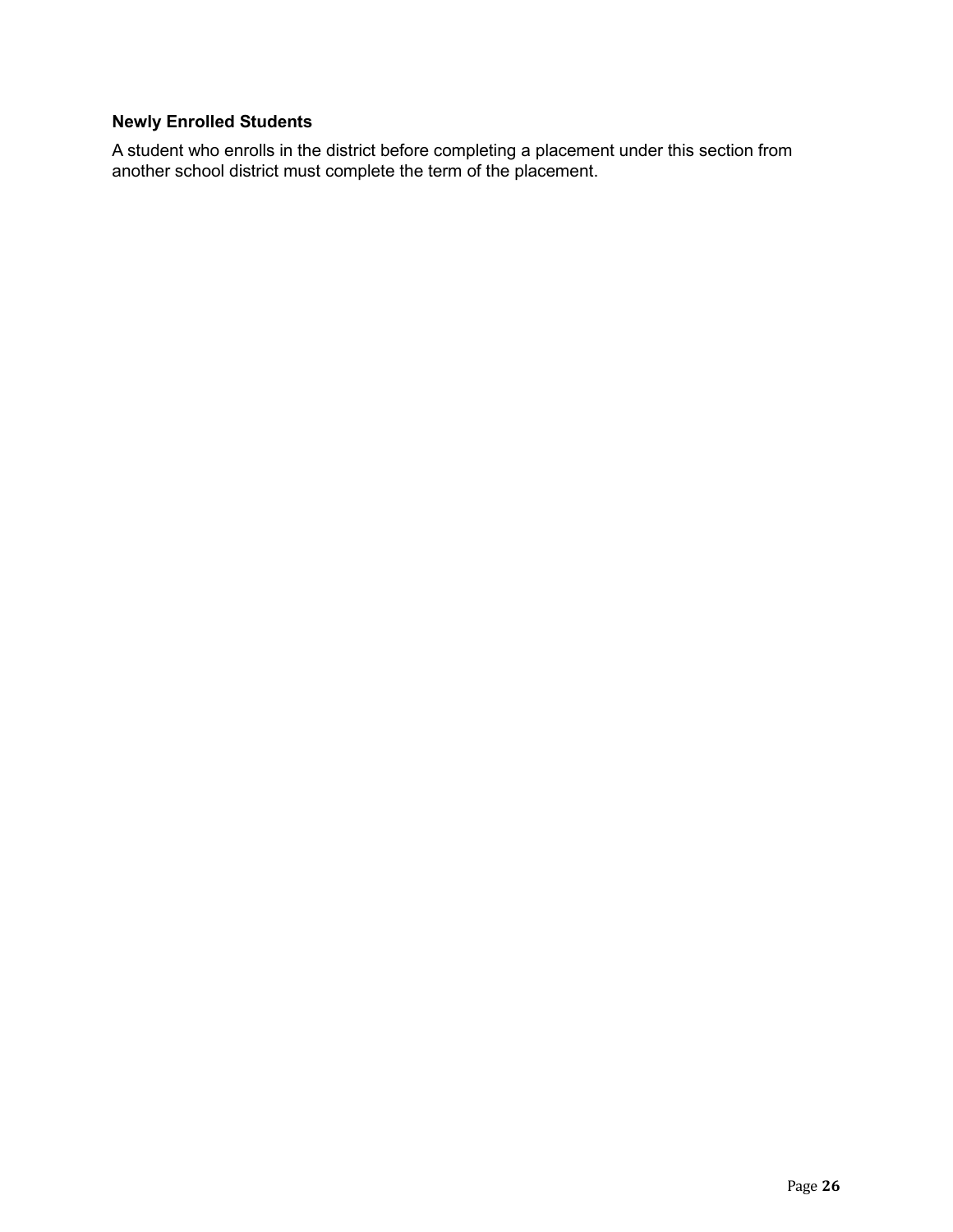**Newly Enrolled Students**

A student who enrolls in the district before completing a placement under this section from another school district must complete the term of the placement.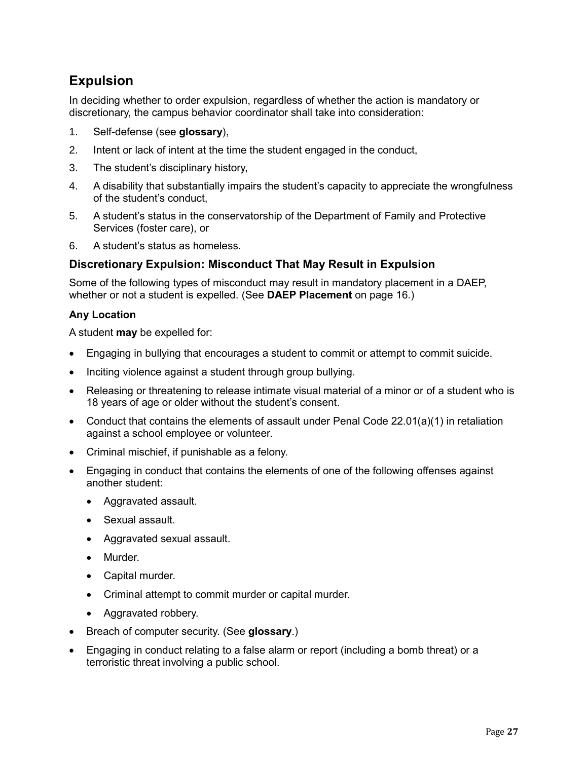## Expulsion

In deciding whether to order expulsion, regardless of whether the action is mandatory or discretionary, the campus behavior coordinator shall take into consideration:

1. Self-defense (see **glossary**),
2. Intent or lack of intent at the time the student engaged in the conduct,
3. The student's disciplinary history,
4. A disability that substantially impairs the student's capacity to appreciate the wrongfulness of the student's conduct,
5. A student's status in the conservatorship of the Department of Family and Protective Services (foster care), or
6. A student's status as homeless.

### Discretionary Expulsion: Misconduct That May Result in Expulsion

Some of the following types of misconduct may result in mandatory placement in a DAEP, whether or not a student is expelled. (See **DAEP Placement** on page 16.)

#### Any Location

A student **may** be expelled for:

- Engaging in bullying that encourages a student to commit or attempt to commit suicide.
- Inciting violence against a student through group bullying.
- Releasing or threatening to release intimate visual material of a minor or of a student who is 18 years of age or older without the student's consent.
- Conduct that contains the elements of assault under Penal Code 22.01(a)(1) in retaliation against a school employee or volunteer.
- Criminal mischief, if punishable as a felony.
- Engaging in conduct that contains the elements of one of the following offenses against another student:
  - Aggravated assault.
  - Sexual assault.
  - Aggravated sexual assault.
  - Murder.
  - Capital murder.
  - Criminal attempt to commit murder or capital murder.
  - Aggravated robbery.
- Breach of computer security. (See **glossary**.)
- Engaging in conduct relating to a false alarm or report (including a bomb threat) or a terroristic threat involving a public school.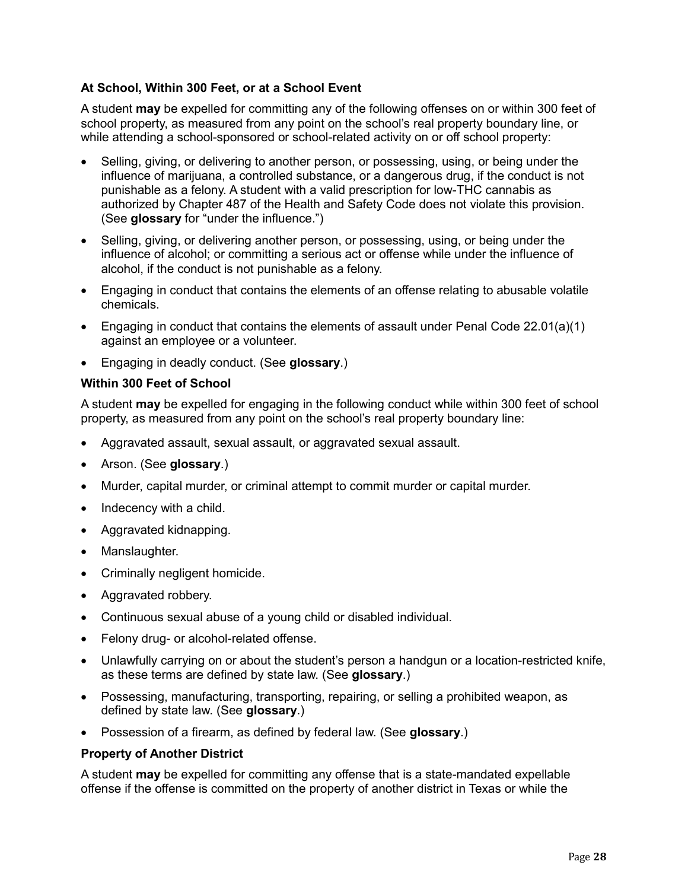### At School, Within 300 Feet, or at a School Event

A student **may** be expelled for committing any of the following offenses on or within 300 feet of school property, as measured from any point on the school's real property boundary line, or while attending a school-sponsored or school-related activity on or off school property:

- Selling, giving, or delivering to another person, or possessing, using, or being under the influence of marijuana, a controlled substance, or a dangerous drug, if the conduct is not punishable as a felony. A student with a valid prescription for low-THC cannabis as authorized by Chapter 487 of the Health and Safety Code does not violate this provision. (See **glossary** for "under the influence.")
- Selling, giving, or delivering another person, or possessing, using, or being under the influence of alcohol; or committing a serious act or offense while under the influence of alcohol, if the conduct is not punishable as a felony.
- Engaging in conduct that contains the elements of an offense relating to abusable volatile chemicals.
- Engaging in conduct that contains the elements of assault under Penal Code 22.01(a)(1) against an employee or a volunteer.
- Engaging in deadly conduct. (See **glossary**.)

### Within 300 Feet of School

A student **may** be expelled for engaging in the following conduct while within 300 feet of school property, as measured from any point on the school's real property boundary line:

- Aggravated assault, sexual assault, or aggravated sexual assault.
- Arson. (See **glossary**.)
- Murder, capital murder, or criminal attempt to commit murder or capital murder.
- Indecency with a child.
- Aggravated kidnapping.
- Manslaughter.
- Criminally negligent homicide.
- Aggravated robbery.
- Continuous sexual abuse of a young child or disabled individual.
- Felony drug- or alcohol-related offense.
- Unlawfully carrying on or about the student's person a handgun or a location-restricted knife, as these terms are defined by state law. (See **glossary**.)
- Possessing, manufacturing, transporting, repairing, or selling a prohibited weapon, as defined by state law. (See **glossary**.)
- Possession of a firearm, as defined by federal law. (See **glossary**.)

### Property of Another District

A student **may** be expelled for committing any offense that is a state-mandated expellable offense if the offense is committed on the property of another district in Texas or while the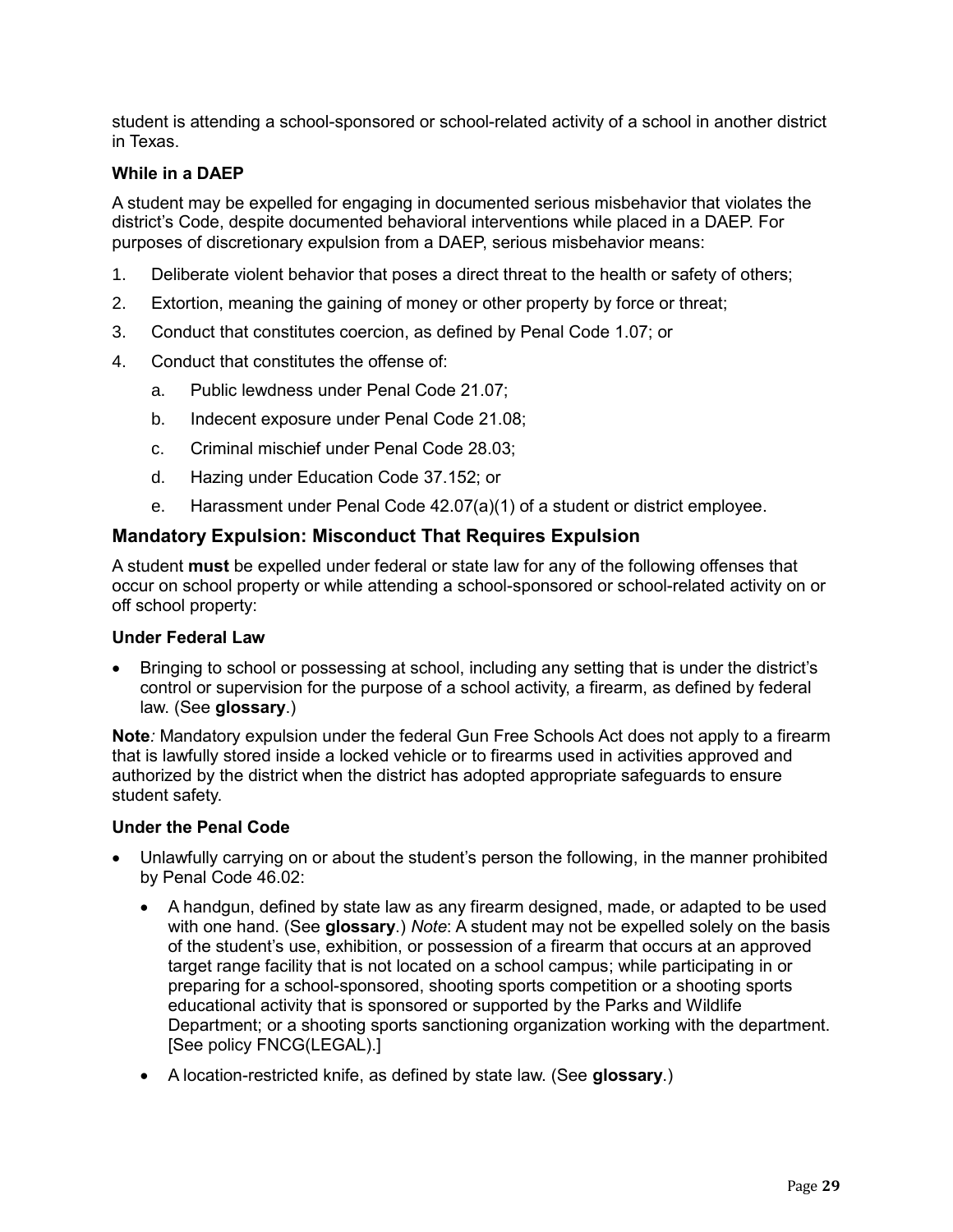student is attending a school-sponsored or school-related activity of a school in another district in Texas.

**While in a DAEP**

A student may be expelled for engaging in documented serious misbehavior that violates the district's Code, despite documented behavioral interventions while placed in a DAEP. For purposes of discretionary expulsion from a DAEP, serious misbehavior means:

1. Deliberate violent behavior that poses a direct threat to the health or safety of others;
2. Extortion, meaning the gaining of money or other property by force or threat;
3. Conduct that constitutes coercion, as defined by Penal Code 1.07; or
4. Conduct that constitutes the offense of:
   a. Public lewdness under Penal Code 21.07;
   b. Indecent exposure under Penal Code 21.08;
   c. Criminal mischief under Penal Code 28.03;
   d. Hazing under Education Code 37.152; or
   e. Harassment under Penal Code 42.07(a)(1) of a student or district employee.

## Mandatory Expulsion: Misconduct That Requires Expulsion

A student **must** be expelled under federal or state law for any of the following offenses that occur on school property or while attending a school-sponsored or school-related activity on or off school property:

**Under Federal Law**

- Bringing to school or possessing at school, including any setting that is under the district's control or supervision for the purpose of a school activity, a firearm, as defined by federal law. (See **glossary**.)

**Note***:* Mandatory expulsion under the federal Gun Free Schools Act does not apply to a firearm that is lawfully stored inside a locked vehicle or to firearms used in activities approved and authorized by the district when the district has adopted appropriate safeguards to ensure student safety.

**Under the Penal Code**

- Unlawfully carrying on or about the student's person the following, in the manner prohibited by Penal Code 46.02:
  - A handgun, defined by state law as any firearm designed, made, or adapted to be used with one hand. (See **glossary**.) *Note*: A student may not be expelled solely on the basis of the student's use, exhibition, or possession of a firearm that occurs at an approved target range facility that is not located on a school campus; while participating in or preparing for a school-sponsored, shooting sports competition or a shooting sports educational activity that is sponsored or supported by the Parks and Wildlife Department; or a shooting sports sanctioning organization working with the department. [See policy FNCG(LEGAL).]
  - A location-restricted knife, as defined by state law. (See **glossary**.)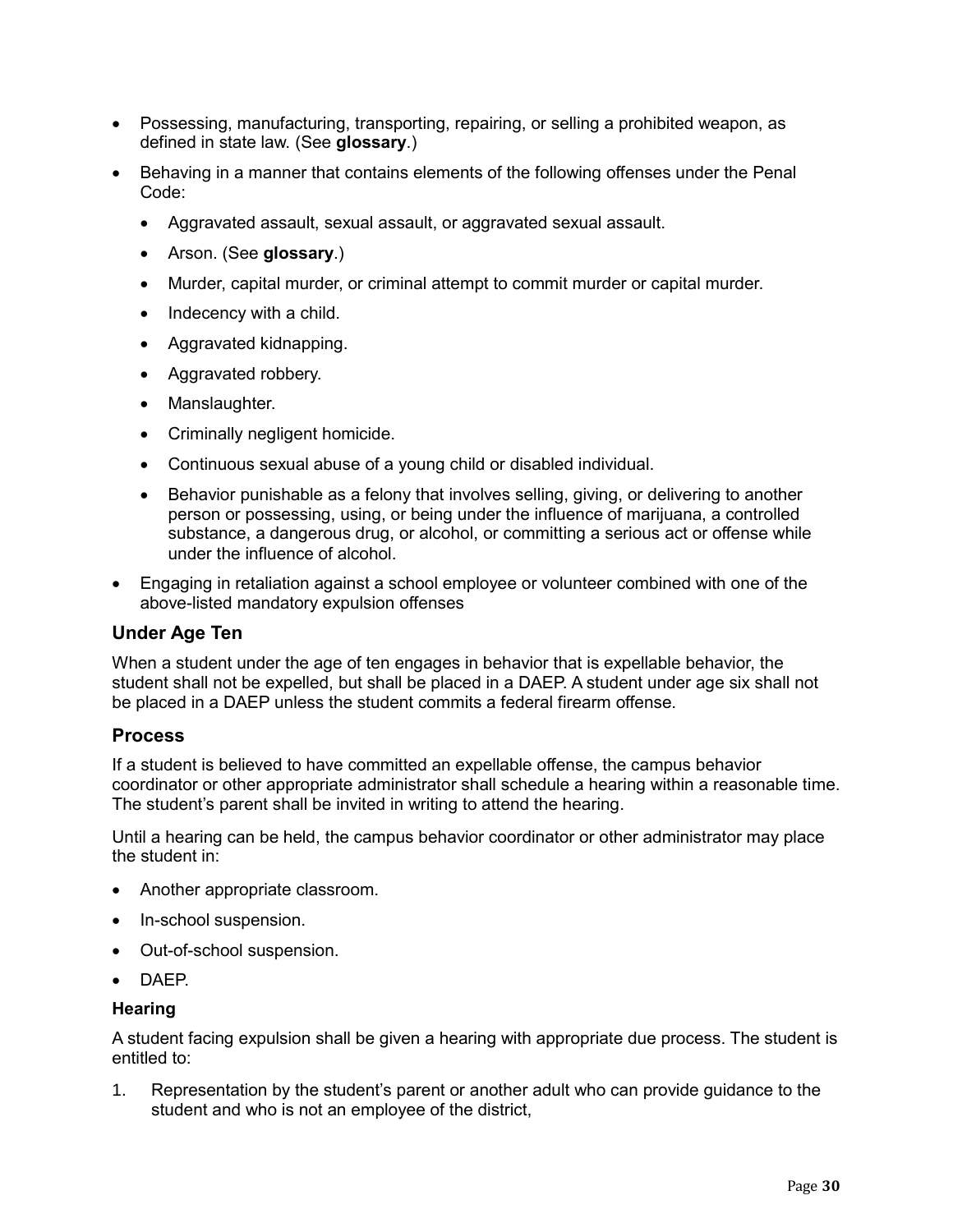- Possessing, manufacturing, transporting, repairing, or selling a prohibited weapon, as defined in state law. (See **glossary**.)
- Behaving in a manner that contains elements of the following offenses under the Penal Code:
  - Aggravated assault, sexual assault, or aggravated sexual assault.
  - Arson. (See **glossary**.)
  - Murder, capital murder, or criminal attempt to commit murder or capital murder.
  - Indecency with a child.
  - Aggravated kidnapping.
  - Aggravated robbery.
  - Manslaughter.
  - Criminally negligent homicide.
  - Continuous sexual abuse of a young child or disabled individual.
  - Behavior punishable as a felony that involves selling, giving, or delivering to another person or possessing, using, or being under the influence of marijuana, a controlled substance, a dangerous drug, or alcohol, or committing a serious act or offense while under the influence of alcohol.
- Engaging in retaliation against a school employee or volunteer combined with one of the above-listed mandatory expulsion offenses

## Under Age Ten

When a student under the age of ten engages in behavior that is expellable behavior, the student shall not be expelled, but shall be placed in a DAEP. A student under age six shall not be placed in a DAEP unless the student commits a federal firearm offense.

## Process

If a student is believed to have committed an expellable offense, the campus behavior coordinator or other appropriate administrator shall schedule a hearing within a reasonable time. The student's parent shall be invited in writing to attend the hearing.

Until a hearing can be held, the campus behavior coordinator or other administrator may place the student in:

- Another appropriate classroom.
- In-school suspension.
- Out-of-school suspension.
- DAEP.

### Hearing

A student facing expulsion shall be given a hearing with appropriate due process. The student is entitled to:

1. Representation by the student's parent or another adult who can provide guidance to the student and who is not an employee of the district,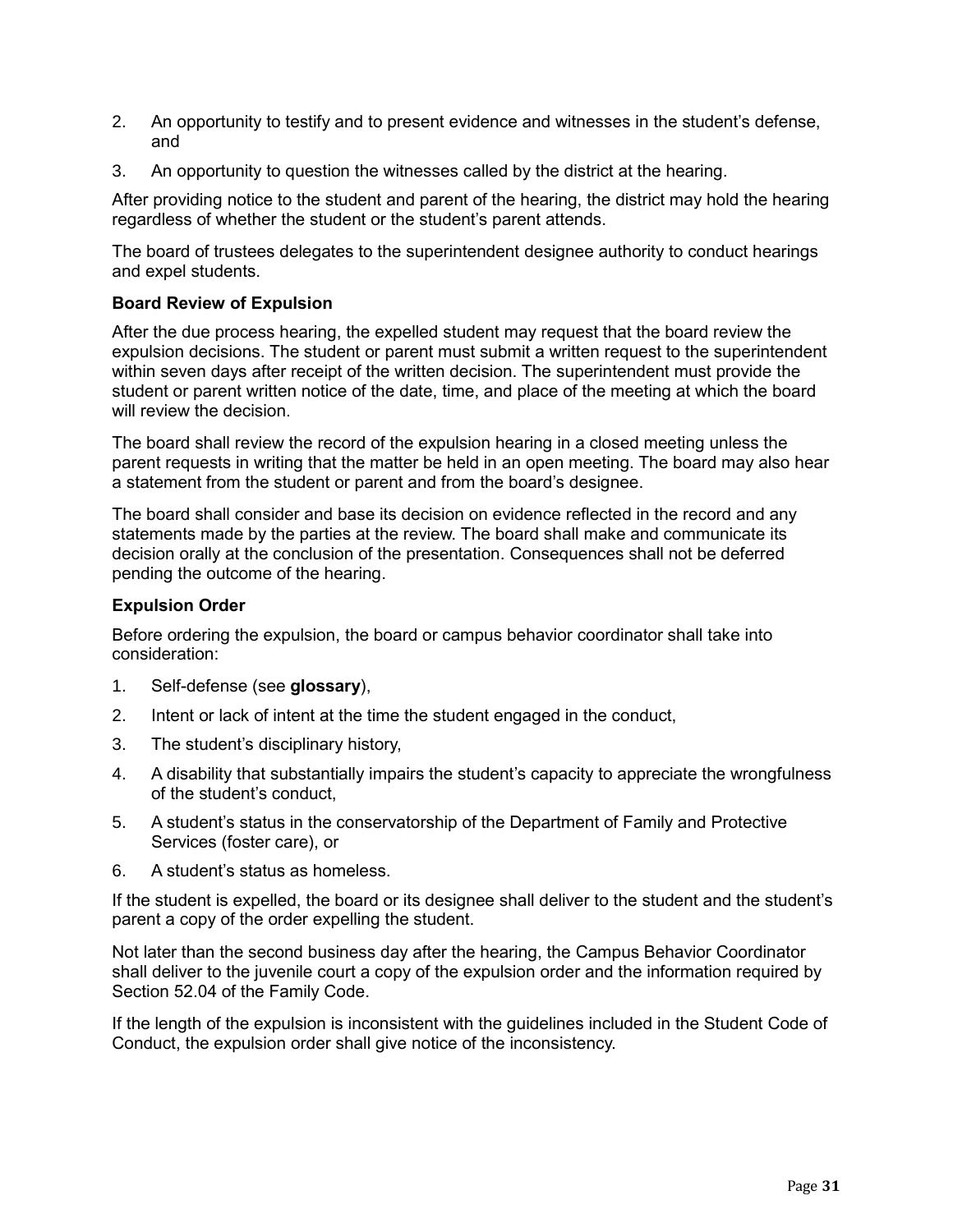2. An opportunity to testify and to present evidence and witnesses in the student's defense, and

3. An opportunity to question the witnesses called by the district at the hearing.

After providing notice to the student and parent of the hearing, the district may hold the hearing regardless of whether the student or the student's parent attends.

The board of trustees delegates to the superintendent designee authority to conduct hearings and expel students.

**Board Review of Expulsion**

After the due process hearing, the expelled student may request that the board review the expulsion decisions. The student or parent must submit a written request to the superintendent within seven days after receipt of the written decision. The superintendent must provide the student or parent written notice of the date, time, and place of the meeting at which the board will review the decision.

The board shall review the record of the expulsion hearing in a closed meeting unless the parent requests in writing that the matter be held in an open meeting. The board may also hear a statement from the student or parent and from the board's designee.

The board shall consider and base its decision on evidence reflected in the record and any statements made by the parties at the review. The board shall make and communicate its decision orally at the conclusion of the presentation. Consequences shall not be deferred pending the outcome of the hearing.

**Expulsion Order**

Before ordering the expulsion, the board or campus behavior coordinator shall take into consideration:

1. Self-defense (see **glossary**),
2. Intent or lack of intent at the time the student engaged in the conduct,
3. The student's disciplinary history,
4. A disability that substantially impairs the student's capacity to appreciate the wrongfulness of the student's conduct,
5. A student's status in the conservatorship of the Department of Family and Protective Services (foster care), or
6. A student's status as homeless.

If the student is expelled, the board or its designee shall deliver to the student and the student's parent a copy of the order expelling the student.

Not later than the second business day after the hearing, the Campus Behavior Coordinator shall deliver to the juvenile court a copy of the expulsion order and the information required by Section 52.04 of the Family Code.

If the length of the expulsion is inconsistent with the guidelines included in the Student Code of Conduct, the expulsion order shall give notice of the inconsistency.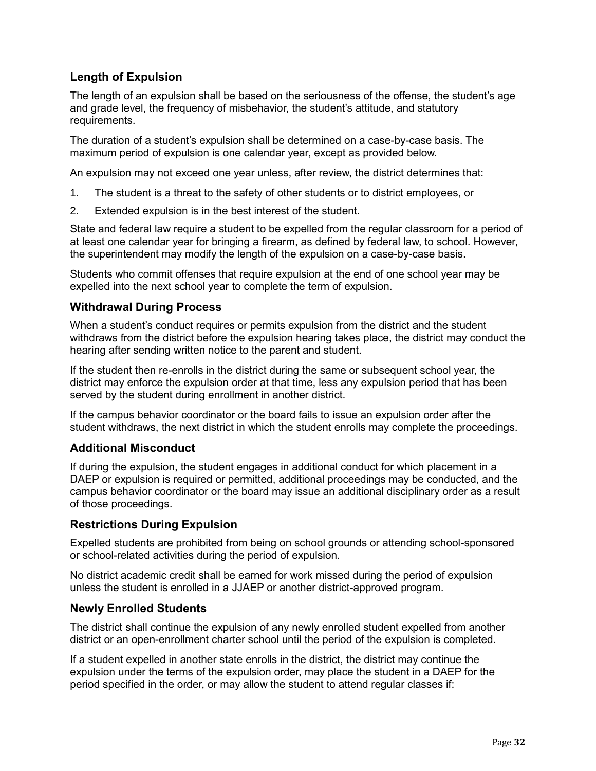## Length of Expulsion

The length of an expulsion shall be based on the seriousness of the offense, the student's age and grade level, the frequency of misbehavior, the student's attitude, and statutory requirements.

The duration of a student's expulsion shall be determined on a case-by-case basis. The maximum period of expulsion is one calendar year, except as provided below.

An expulsion may not exceed one year unless, after review, the district determines that:

1. The student is a threat to the safety of other students or to district employees, or
2. Extended expulsion is in the best interest of the student.

State and federal law require a student to be expelled from the regular classroom for a period of at least one calendar year for bringing a firearm, as defined by federal law, to school. However, the superintendent may modify the length of the expulsion on a case-by-case basis.

Students who commit offenses that require expulsion at the end of one school year may be expelled into the next school year to complete the term of expulsion.

## Withdrawal During Process

When a student's conduct requires or permits expulsion from the district and the student withdraws from the district before the expulsion hearing takes place, the district may conduct the hearing after sending written notice to the parent and student.

If the student then re-enrolls in the district during the same or subsequent school year, the district may enforce the expulsion order at that time, less any expulsion period that has been served by the student during enrollment in another district.

If the campus behavior coordinator or the board fails to issue an expulsion order after the student withdraws, the next district in which the student enrolls may complete the proceedings.

## Additional Misconduct

If during the expulsion, the student engages in additional conduct for which placement in a DAEP or expulsion is required or permitted, additional proceedings may be conducted, and the campus behavior coordinator or the board may issue an additional disciplinary order as a result of those proceedings.

## Restrictions During Expulsion

Expelled students are prohibited from being on school grounds or attending school-sponsored or school-related activities during the period of expulsion.

No district academic credit shall be earned for work missed during the period of expulsion unless the student is enrolled in a JJAEP or another district-approved program.

## Newly Enrolled Students

The district shall continue the expulsion of any newly enrolled student expelled from another district or an open-enrollment charter school until the period of the expulsion is completed.

If a student expelled in another state enrolls in the district, the district may continue the expulsion under the terms of the expulsion order, may place the student in a DAEP for the period specified in the order, or may allow the student to attend regular classes if: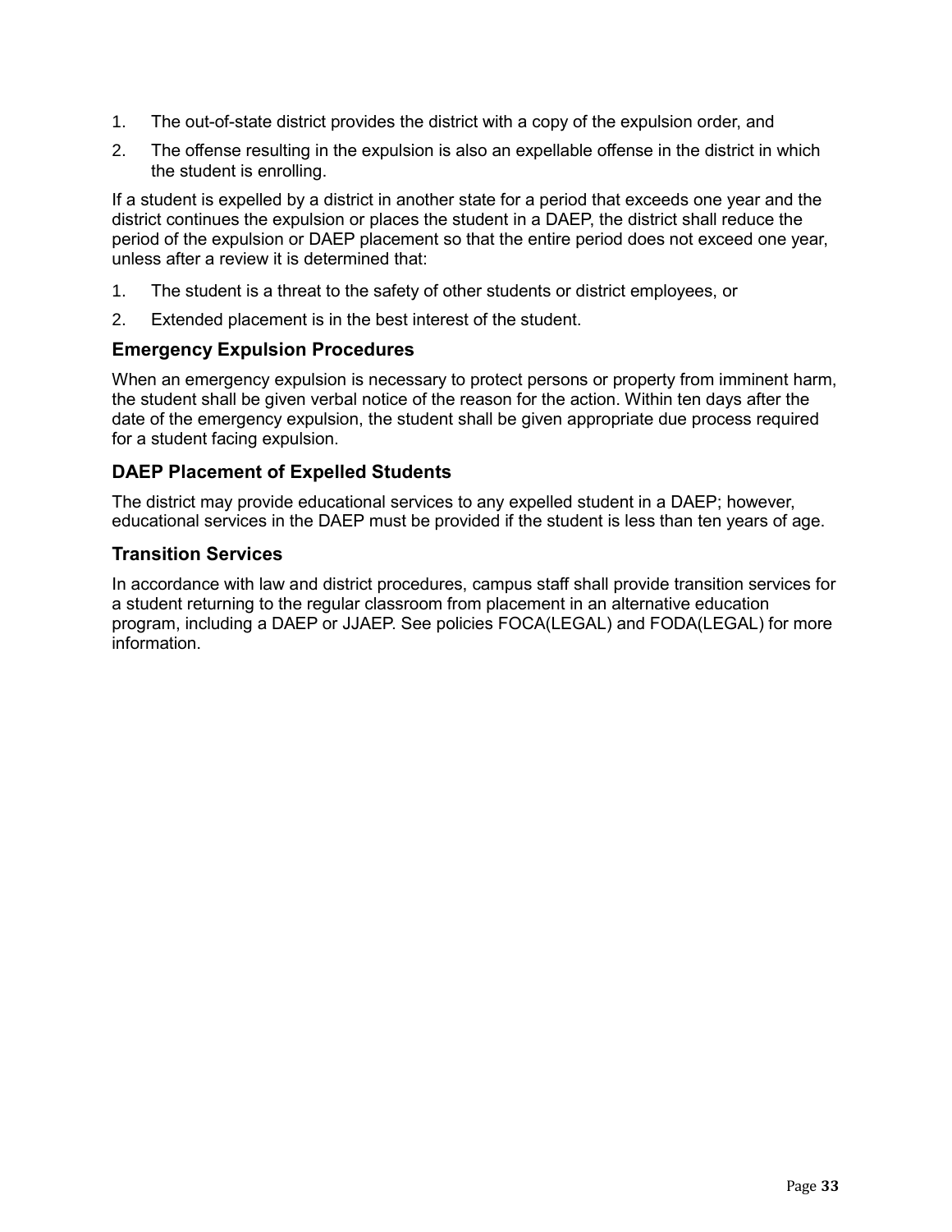1. The out-of-state district provides the district with a copy of the expulsion order, and
2. The offense resulting in the expulsion is also an expellable offense in the district in which the student is enrolling.

If a student is expelled by a district in another state for a period that exceeds one year and the district continues the expulsion or places the student in a DAEP, the district shall reduce the period of the expulsion or DAEP placement so that the entire period does not exceed one year, unless after a review it is determined that:

1. The student is a threat to the safety of other students or district employees, or
2. Extended placement is in the best interest of the student.

### Emergency Expulsion Procedures

When an emergency expulsion is necessary to protect persons or property from imminent harm, the student shall be given verbal notice of the reason for the action. Within ten days after the date of the emergency expulsion, the student shall be given appropriate due process required for a student facing expulsion.

### DAEP Placement of Expelled Students

The district may provide educational services to any expelled student in a DAEP; however, educational services in the DAEP must be provided if the student is less than ten years of age.

### Transition Services

In accordance with law and district procedures, campus staff shall provide transition services for a student returning to the regular classroom from placement in an alternative education program, including a DAEP or JJAEP. See policies FOCA(LEGAL) and FODA(LEGAL) for more information.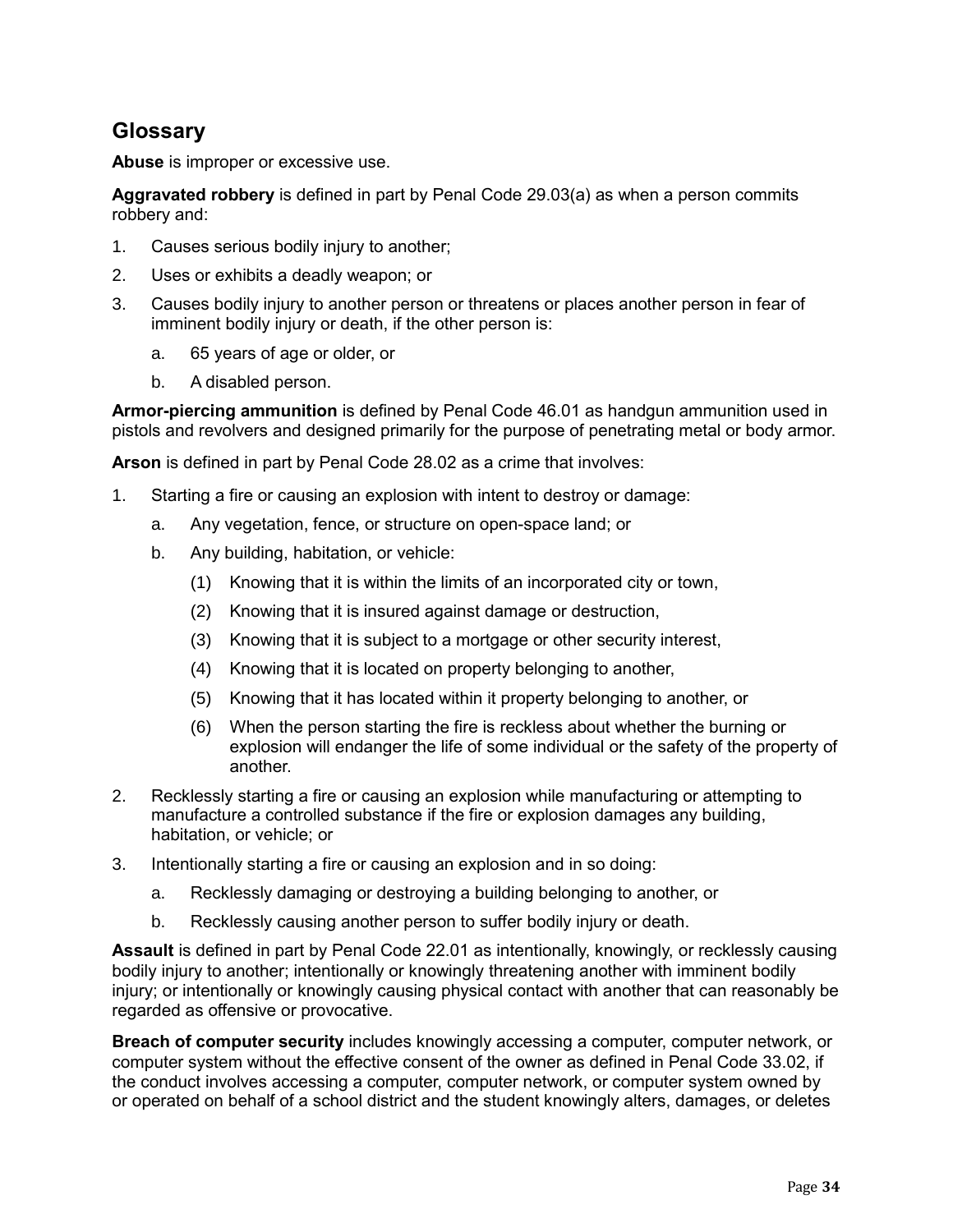## Glossary

**Abuse** is improper or excessive use.

**Aggravated robbery** is defined in part by Penal Code 29.03(a) as when a person commits robbery and:

1. Causes serious bodily injury to another;
2. Uses or exhibits a deadly weapon; or
3. Causes bodily injury to another person or threatens or places another person in fear of imminent bodily injury or death, if the other person is:
   a. 65 years of age or older, or
   b. A disabled person.

**Armor-piercing ammunition** is defined by Penal Code 46.01 as handgun ammunition used in pistols and revolvers and designed primarily for the purpose of penetrating metal or body armor.

**Arson** is defined in part by Penal Code 28.02 as a crime that involves:

1. Starting a fire or causing an explosion with intent to destroy or damage:
   a. Any vegetation, fence, or structure on open-space land; or
   b. Any building, habitation, or vehicle:
      (1) Knowing that it is within the limits of an incorporated city or town,
      (2) Knowing that it is insured against damage or destruction,
      (3) Knowing that it is subject to a mortgage or other security interest,
      (4) Knowing that it is located on property belonging to another,
      (5) Knowing that it has located within it property belonging to another, or
      (6) When the person starting the fire is reckless about whether the burning or explosion will endanger the life of some individual or the safety of the property of another.
2. Recklessly starting a fire or causing an explosion while manufacturing or attempting to manufacture a controlled substance if the fire or explosion damages any building, habitation, or vehicle; or
3. Intentionally starting a fire or causing an explosion and in so doing:
   a. Recklessly damaging or destroying a building belonging to another, or
   b. Recklessly causing another person to suffer bodily injury or death.

**Assault** is defined in part by Penal Code 22.01 as intentionally, knowingly, or recklessly causing bodily injury to another; intentionally or knowingly threatening another with imminent bodily injury; or intentionally or knowingly causing physical contact with another that can reasonably be regarded as offensive or provocative.

**Breach of computer security** includes knowingly accessing a computer, computer network, or computer system without the effective consent of the owner as defined in Penal Code 33.02, if the conduct involves accessing a computer, computer network, or computer system owned by or operated on behalf of a school district and the student knowingly alters, damages, or deletes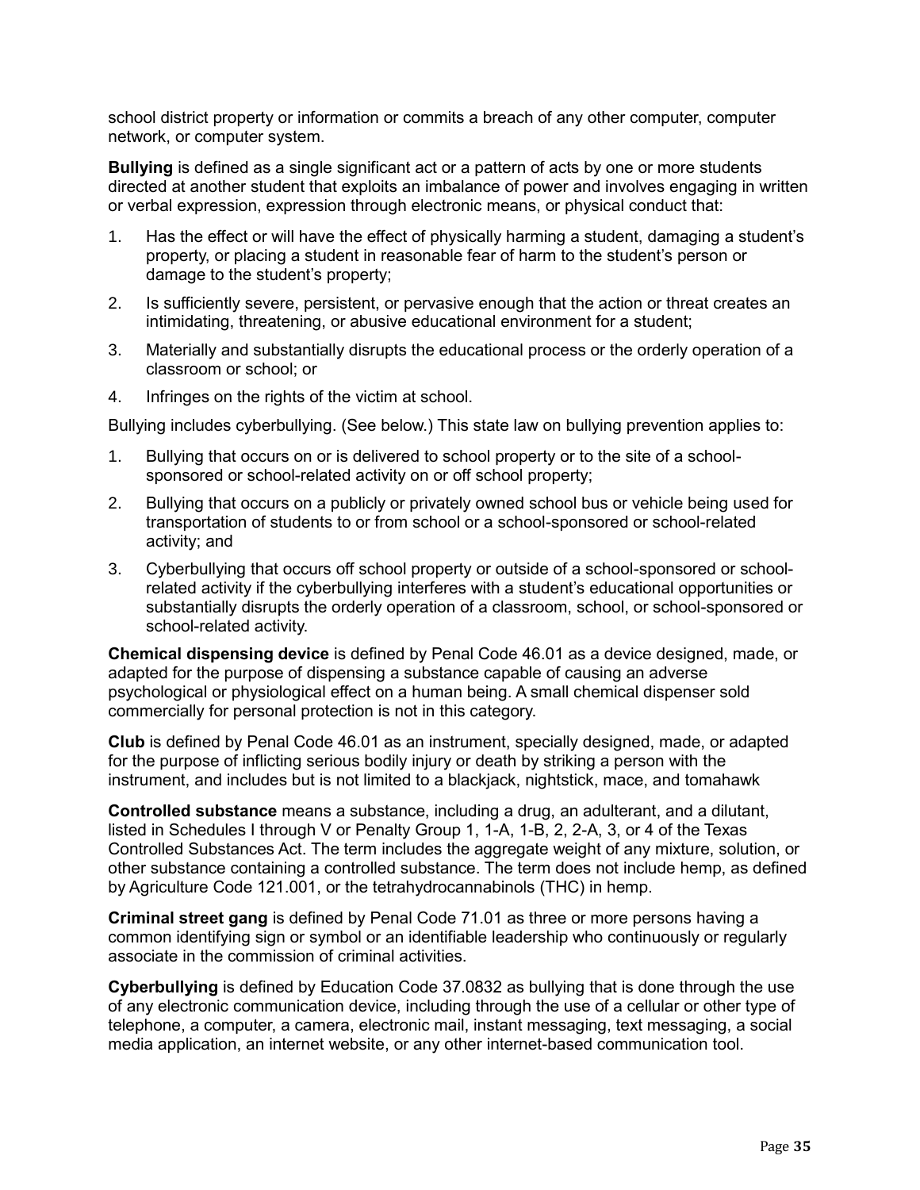school district property or information or commits a breach of any other computer, computer network, or computer system.

**Bullying** is defined as a single significant act or a pattern of acts by one or more students directed at another student that exploits an imbalance of power and involves engaging in written or verbal expression, expression through electronic means, or physical conduct that:

1. Has the effect or will have the effect of physically harming a student, damaging a student's property, or placing a student in reasonable fear of harm to the student's person or damage to the student's property;
2. Is sufficiently severe, persistent, or pervasive enough that the action or threat creates an intimidating, threatening, or abusive educational environment for a student;
3. Materially and substantially disrupts the educational process or the orderly operation of a classroom or school; or
4. Infringes on the rights of the victim at school.

Bullying includes cyberbullying. (See below.) This state law on bullying prevention applies to:

1. Bullying that occurs on or is delivered to school property or to the site of a school-sponsored or school-related activity on or off school property;
2. Bullying that occurs on a publicly or privately owned school bus or vehicle being used for transportation of students to or from school or a school-sponsored or school-related activity; and
3. Cyberbullying that occurs off school property or outside of a school-sponsored or school-related activity if the cyberbullying interferes with a student's educational opportunities or substantially disrupts the orderly operation of a classroom, school, or school-sponsored or school-related activity.

**Chemical dispensing device** is defined by Penal Code 46.01 as a device designed, made, or adapted for the purpose of dispensing a substance capable of causing an adverse psychological or physiological effect on a human being. A small chemical dispenser sold commercially for personal protection is not in this category.

**Club** is defined by Penal Code 46.01 as an instrument, specially designed, made, or adapted for the purpose of inflicting serious bodily injury or death by striking a person with the instrument, and includes but is not limited to a blackjack, nightstick, mace, and tomahawk

**Controlled substance** means a substance, including a drug, an adulterant, and a dilutant, listed in Schedules I through V or Penalty Group 1, 1-A, 1-B, 2, 2-A, 3, or 4 of the Texas Controlled Substances Act. The term includes the aggregate weight of any mixture, solution, or other substance containing a controlled substance. The term does not include hemp, as defined by Agriculture Code 121.001, or the tetrahydrocannabinols (THC) in hemp.

**Criminal street gang** is defined by Penal Code 71.01 as three or more persons having a common identifying sign or symbol or an identifiable leadership who continuously or regularly associate in the commission of criminal activities.

**Cyberbullying** is defined by Education Code 37.0832 as bullying that is done through the use of any electronic communication device, including through the use of a cellular or other type of telephone, a computer, a camera, electronic mail, instant messaging, text messaging, a social media application, an internet website, or any other internet-based communication tool.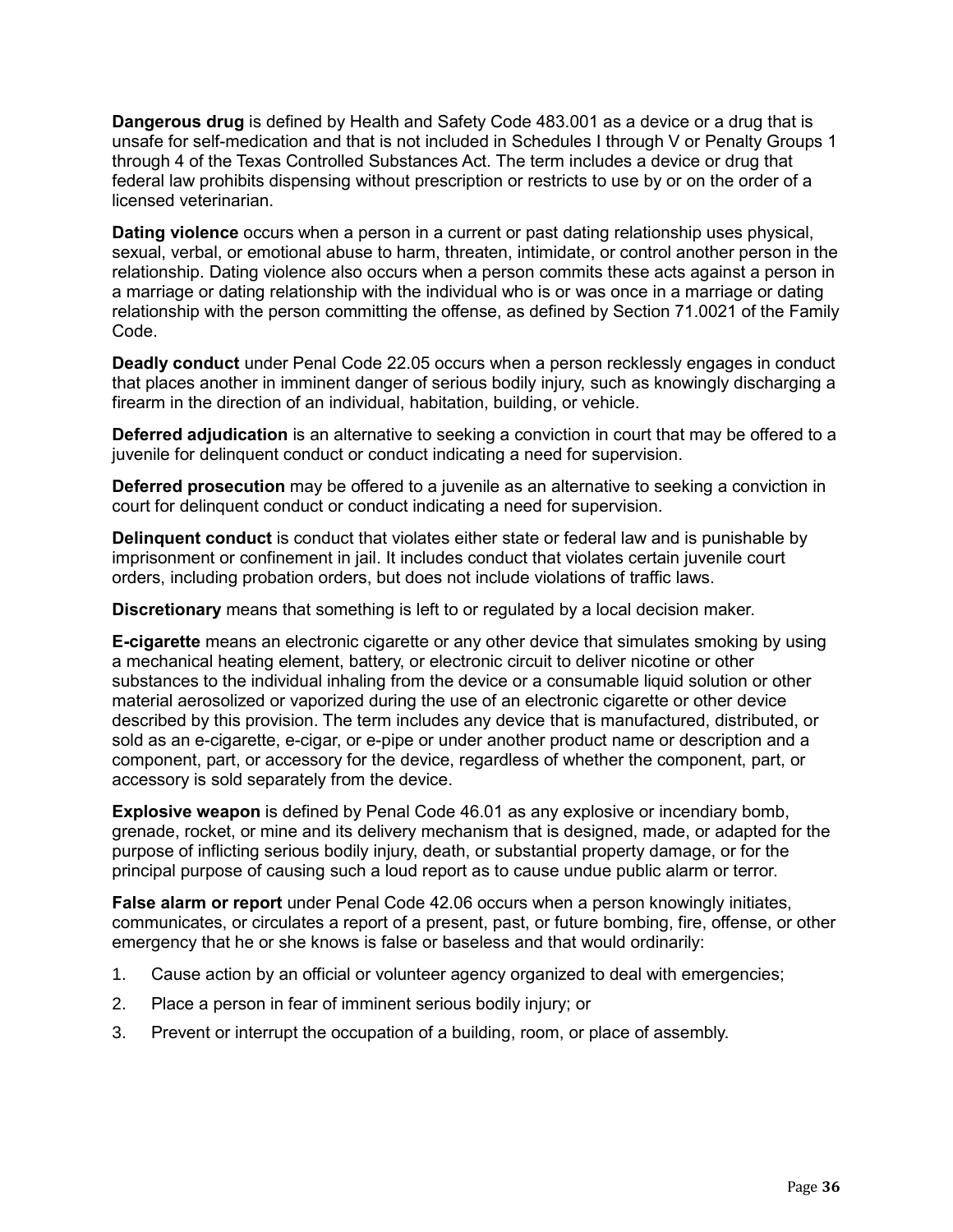**Dangerous drug** is defined by Health and Safety Code 483.001 as a device or a drug that is unsafe for self-medication and that is not included in Schedules I through V or Penalty Groups 1 through 4 of the Texas Controlled Substances Act. The term includes a device or drug that federal law prohibits dispensing without prescription or restricts to use by or on the order of a licensed veterinarian.

**Dating violence** occurs when a person in a current or past dating relationship uses physical, sexual, verbal, or emotional abuse to harm, threaten, intimidate, or control another person in the relationship. Dating violence also occurs when a person commits these acts against a person in a marriage or dating relationship with the individual who is or was once in a marriage or dating relationship with the person committing the offense, as defined by Section 71.0021 of the Family Code.

**Deadly conduct** under Penal Code 22.05 occurs when a person recklessly engages in conduct that places another in imminent danger of serious bodily injury, such as knowingly discharging a firearm in the direction of an individual, habitation, building, or vehicle.

**Deferred adjudication** is an alternative to seeking a conviction in court that may be offered to a juvenile for delinquent conduct or conduct indicating a need for supervision.

**Deferred prosecution** may be offered to a juvenile as an alternative to seeking a conviction in court for delinquent conduct or conduct indicating a need for supervision.

**Delinquent conduct** is conduct that violates either state or federal law and is punishable by imprisonment or confinement in jail. It includes conduct that violates certain juvenile court orders, including probation orders, but does not include violations of traffic laws.

**Discretionary** means that something is left to or regulated by a local decision maker.

**E-cigarette** means an electronic cigarette or any other device that simulates smoking by using a mechanical heating element, battery, or electronic circuit to deliver nicotine or other substances to the individual inhaling from the device or a consumable liquid solution or other material aerosolized or vaporized during the use of an electronic cigarette or other device described by this provision. The term includes any device that is manufactured, distributed, or sold as an e-cigarette, e-cigar, or e-pipe or under another product name or description and a component, part, or accessory for the device, regardless of whether the component, part, or accessory is sold separately from the device.

**Explosive weapon** is defined by Penal Code 46.01 as any explosive or incendiary bomb, grenade, rocket, or mine and its delivery mechanism that is designed, made, or adapted for the purpose of inflicting serious bodily injury, death, or substantial property damage, or for the principal purpose of causing such a loud report as to cause undue public alarm or terror.

**False alarm or report** under Penal Code 42.06 occurs when a person knowingly initiates, communicates, or circulates a report of a present, past, or future bombing, fire, offense, or other emergency that he or she knows is false or baseless and that would ordinarily:

1. Cause action by an official or volunteer agency organized to deal with emergencies;
2. Place a person in fear of imminent serious bodily injury; or
3. Prevent or interrupt the occupation of a building, room, or place of assembly.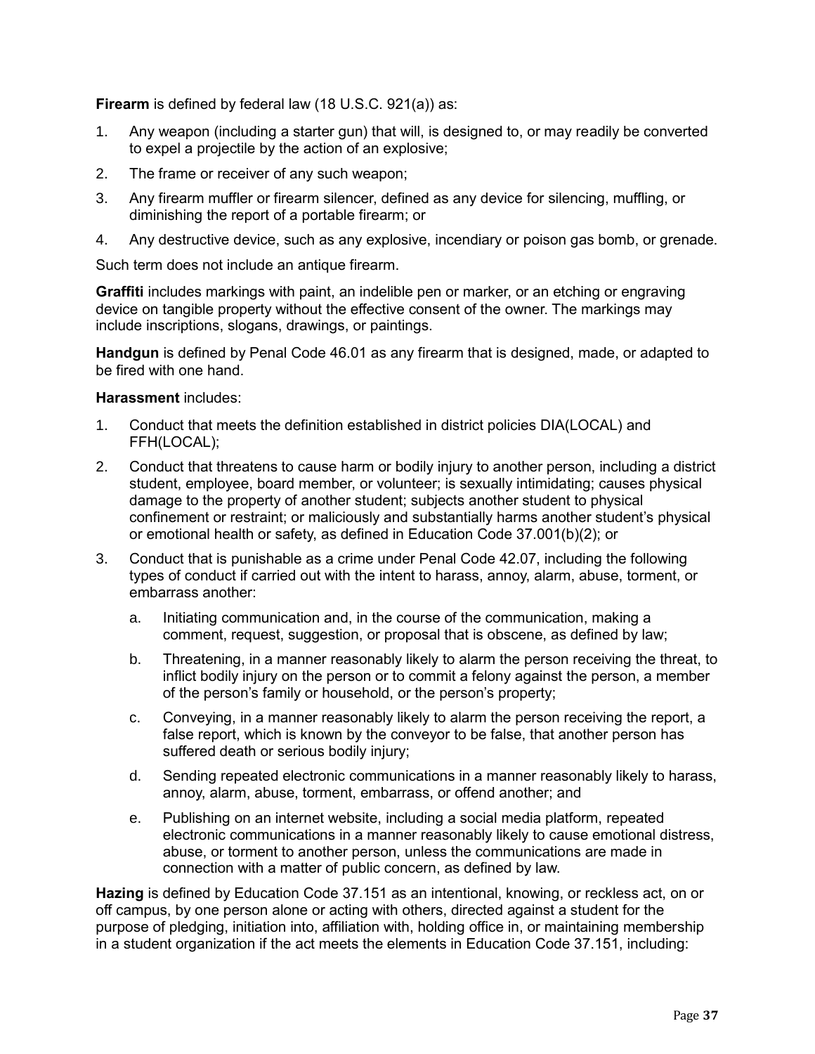**Firearm** is defined by federal law (18 U.S.C. 921(a)) as:

1. Any weapon (including a starter gun) that will, is designed to, or may readily be converted to expel a projectile by the action of an explosive;
2. The frame or receiver of any such weapon;
3. Any firearm muffler or firearm silencer, defined as any device for silencing, muffling, or diminishing the report of a portable firearm; or
4. Any destructive device, such as any explosive, incendiary or poison gas bomb, or grenade.

Such term does not include an antique firearm.

**Graffiti** includes markings with paint, an indelible pen or marker, or an etching or engraving device on tangible property without the effective consent of the owner. The markings may include inscriptions, slogans, drawings, or paintings.

**Handgun** is defined by Penal Code 46.01 as any firearm that is designed, made, or adapted to be fired with one hand.

**Harassment** includes:

1. Conduct that meets the definition established in district policies DIA(LOCAL) and FFH(LOCAL);
2. Conduct that threatens to cause harm or bodily injury to another person, including a district student, employee, board member, or volunteer; is sexually intimidating; causes physical damage to the property of another student; subjects another student to physical confinement or restraint; or maliciously and substantially harms another student's physical or emotional health or safety, as defined in Education Code 37.001(b)(2); or
3. Conduct that is punishable as a crime under Penal Code 42.07, including the following types of conduct if carried out with the intent to harass, annoy, alarm, abuse, torment, or embarrass another:
   a. Initiating communication and, in the course of the communication, making a comment, request, suggestion, or proposal that is obscene, as defined by law;
   b. Threatening, in a manner reasonably likely to alarm the person receiving the threat, to inflict bodily injury on the person or to commit a felony against the person, a member of the person's family or household, or the person's property;
   c. Conveying, in a manner reasonably likely to alarm the person receiving the report, a false report, which is known by the conveyor to be false, that another person has suffered death or serious bodily injury;
   d. Sending repeated electronic communications in a manner reasonably likely to harass, annoy, alarm, abuse, torment, embarrass, or offend another; and
   e. Publishing on an internet website, including a social media platform, repeated electronic communications in a manner reasonably likely to cause emotional distress, abuse, or torment to another person, unless the communications are made in connection with a matter of public concern, as defined by law.

**Hazing** is defined by Education Code 37.151 as an intentional, knowing, or reckless act, on or off campus, by one person alone or acting with others, directed against a student for the purpose of pledging, initiation into, affiliation with, holding office in, or maintaining membership in a student organization if the act meets the elements in Education Code 37.151, including: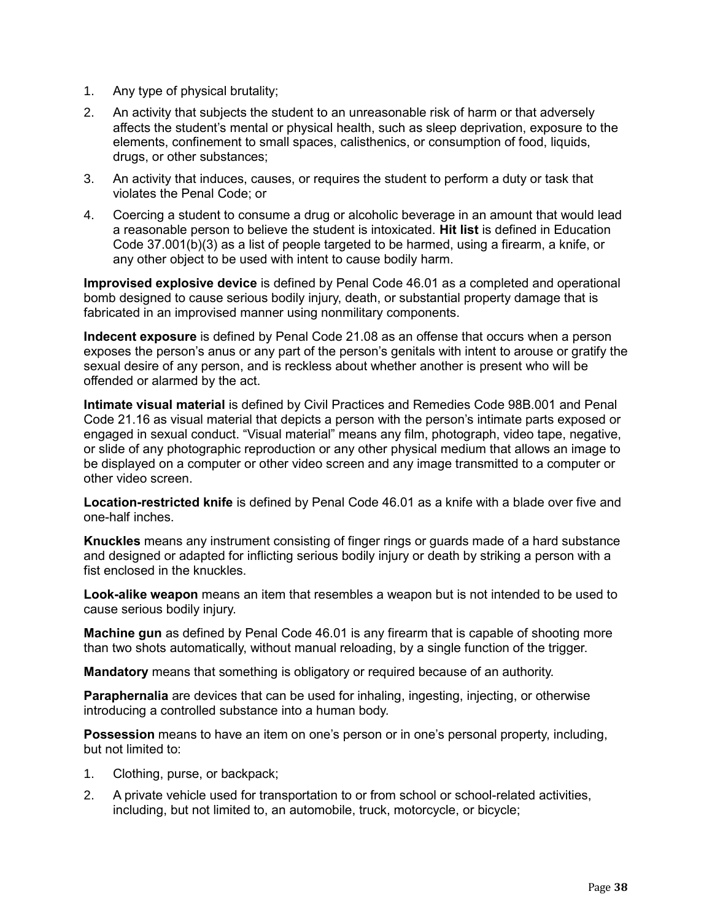1. Any type of physical brutality;
2. An activity that subjects the student to an unreasonable risk of harm or that adversely affects the student's mental or physical health, such as sleep deprivation, exposure to the elements, confinement to small spaces, calisthenics, or consumption of food, liquids, drugs, or other substances;
3. An activity that induces, causes, or requires the student to perform a duty or task that violates the Penal Code; or
4. Coercing a student to consume a drug or alcoholic beverage in an amount that would lead a reasonable person to believe the student is intoxicated. **Hit list** is defined in Education Code 37.001(b)(3) as a list of people targeted to be harmed, using a firearm, a knife, or any other object to be used with intent to cause bodily harm.

**Improvised explosive device** is defined by Penal Code 46.01 as a completed and operational bomb designed to cause serious bodily injury, death, or substantial property damage that is fabricated in an improvised manner using nonmilitary components.

**Indecent exposure** is defined by Penal Code 21.08 as an offense that occurs when a person exposes the person's anus or any part of the person's genitals with intent to arouse or gratify the sexual desire of any person, and is reckless about whether another is present who will be offended or alarmed by the act.

**Intimate visual material** is defined by Civil Practices and Remedies Code 98B.001 and Penal Code 21.16 as visual material that depicts a person with the person's intimate parts exposed or engaged in sexual conduct. "Visual material" means any film, photograph, video tape, negative, or slide of any photographic reproduction or any other physical medium that allows an image to be displayed on a computer or other video screen and any image transmitted to a computer or other video screen.

**Location-restricted knife** is defined by Penal Code 46.01 as a knife with a blade over five and one-half inches.

**Knuckles** means any instrument consisting of finger rings or guards made of a hard substance and designed or adapted for inflicting serious bodily injury or death by striking a person with a fist enclosed in the knuckles.

**Look-alike weapon** means an item that resembles a weapon but is not intended to be used to cause serious bodily injury.

**Machine gun** as defined by Penal Code 46.01 is any firearm that is capable of shooting more than two shots automatically, without manual reloading, by a single function of the trigger.

**Mandatory** means that something is obligatory or required because of an authority.

**Paraphernalia** are devices that can be used for inhaling, ingesting, injecting, or otherwise introducing a controlled substance into a human body.

**Possession** means to have an item on one's person or in one's personal property, including, but not limited to:

1. Clothing, purse, or backpack;
2. A private vehicle used for transportation to or from school or school-related activities, including, but not limited to, an automobile, truck, motorcycle, or bicycle;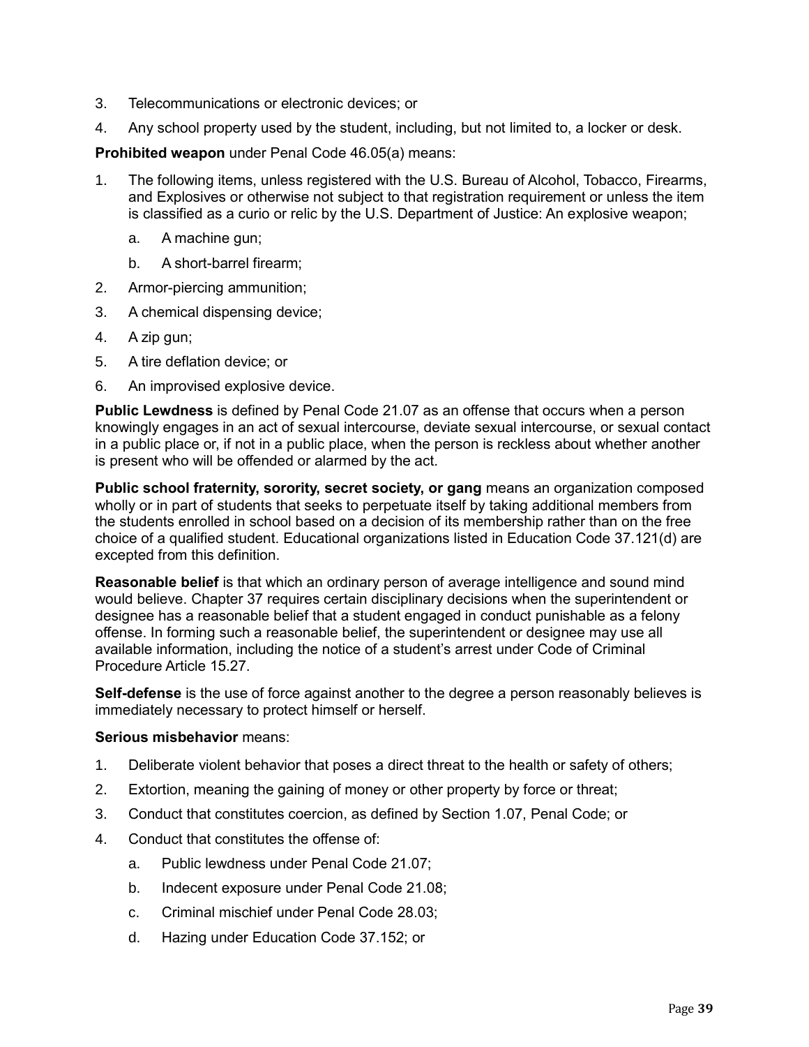3. Telecommunications or electronic devices; or
4. Any school property used by the student, including, but not limited to, a locker or desk.

**Prohibited weapon** under Penal Code 46.05(a) means:

1. The following items, unless registered with the U.S. Bureau of Alcohol, Tobacco, Firearms, and Explosives or otherwise not subject to that registration requirement or unless the item is classified as a curio or relic by the U.S. Department of Justice: An explosive weapon;
   a. A machine gun;
   b. A short-barrel firearm;
2. Armor-piercing ammunition;
3. A chemical dispensing device;
4. A zip gun;
5. A tire deflation device; or
6. An improvised explosive device.

**Public Lewdness** is defined by Penal Code 21.07 as an offense that occurs when a person knowingly engages in an act of sexual intercourse, deviate sexual intercourse, or sexual contact in a public place or, if not in a public place, when the person is reckless about whether another is present who will be offended or alarmed by the act.

**Public school fraternity, sorority, secret society, or gang** means an organization composed wholly or in part of students that seeks to perpetuate itself by taking additional members from the students enrolled in school based on a decision of its membership rather than on the free choice of a qualified student. Educational organizations listed in Education Code 37.121(d) are excepted from this definition.

**Reasonable belief** is that which an ordinary person of average intelligence and sound mind would believe. Chapter 37 requires certain disciplinary decisions when the superintendent or designee has a reasonable belief that a student engaged in conduct punishable as a felony offense. In forming such a reasonable belief, the superintendent or designee may use all available information, including the notice of a student's arrest under Code of Criminal Procedure Article 15.27.

**Self-defense** is the use of force against another to the degree a person reasonably believes is immediately necessary to protect himself or herself.

**Serious misbehavior** means:

1. Deliberate violent behavior that poses a direct threat to the health or safety of others;
2. Extortion, meaning the gaining of money or other property by force or threat;
3. Conduct that constitutes coercion, as defined by Section 1.07, Penal Code; or
4. Conduct that constitutes the offense of:
   a. Public lewdness under Penal Code 21.07;
   b. Indecent exposure under Penal Code 21.08;
   c. Criminal mischief under Penal Code 28.03;
   d. Hazing under Education Code 37.152; or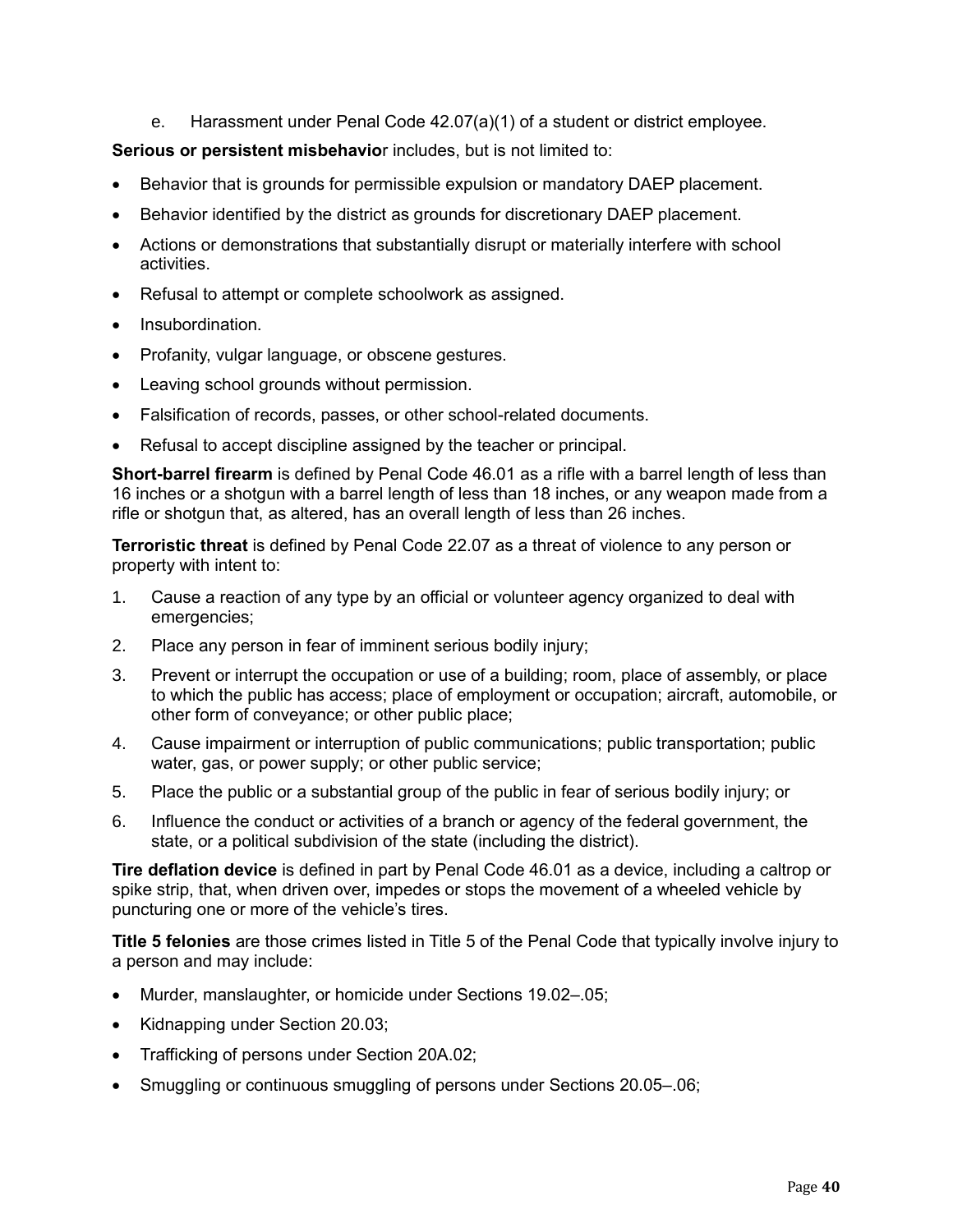e. Harassment under Penal Code 42.07(a)(1) of a student or district employee.

**Serious or persistent misbehavior** includes, but is not limited to:

- Behavior that is grounds for permissible expulsion or mandatory DAEP placement.
- Behavior identified by the district as grounds for discretionary DAEP placement.
- Actions or demonstrations that substantially disrupt or materially interfere with school activities.
- Refusal to attempt or complete schoolwork as assigned.
- Insubordination.
- Profanity, vulgar language, or obscene gestures.
- Leaving school grounds without permission.
- Falsification of records, passes, or other school-related documents.
- Refusal to accept discipline assigned by the teacher or principal.

**Short-barrel firearm** is defined by Penal Code 46.01 as a rifle with a barrel length of less than 16 inches or a shotgun with a barrel length of less than 18 inches, or any weapon made from a rifle or shotgun that, as altered, has an overall length of less than 26 inches.

**Terroristic threat** is defined by Penal Code 22.07 as a threat of violence to any person or property with intent to:

1. Cause a reaction of any type by an official or volunteer agency organized to deal with emergencies;
2. Place any person in fear of imminent serious bodily injury;
3. Prevent or interrupt the occupation or use of a building; room, place of assembly, or place to which the public has access; place of employment or occupation; aircraft, automobile, or other form of conveyance; or other public place;
4. Cause impairment or interruption of public communications; public transportation; public water, gas, or power supply; or other public service;
5. Place the public or a substantial group of the public in fear of serious bodily injury; or
6. Influence the conduct or activities of a branch or agency of the federal government, the state, or a political subdivision of the state (including the district).

**Tire deflation device** is defined in part by Penal Code 46.01 as a device, including a caltrop or spike strip, that, when driven over, impedes or stops the movement of a wheeled vehicle by puncturing one or more of the vehicle's tires.

**Title 5 felonies** are those crimes listed in Title 5 of the Penal Code that typically involve injury to a person and may include:

- Murder, manslaughter, or homicide under Sections 19.02–.05;
- Kidnapping under Section 20.03;
- Trafficking of persons under Section 20A.02;
- Smuggling or continuous smuggling of persons under Sections 20.05–.06;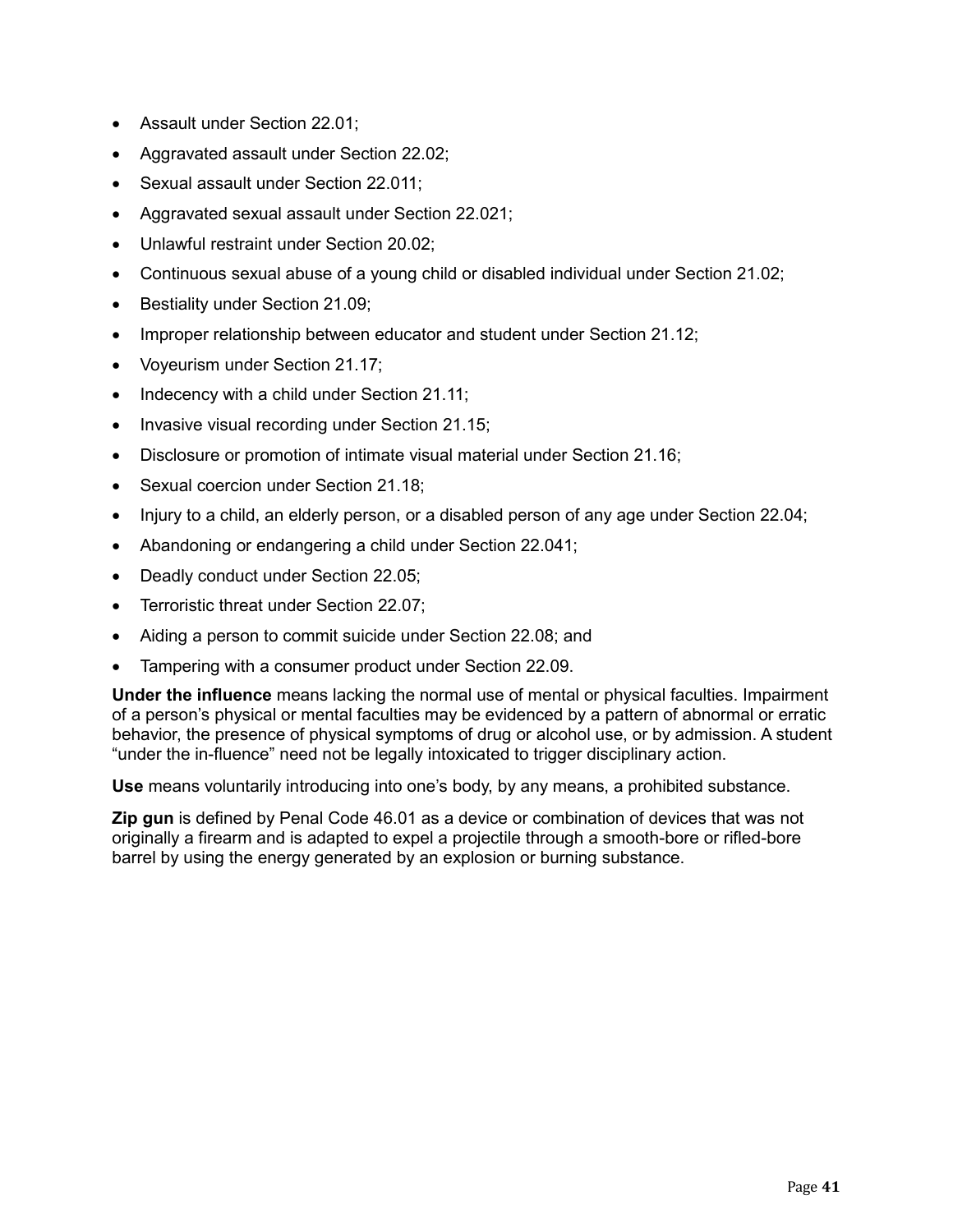- Assault under Section 22.01;
- Aggravated assault under Section 22.02;
- Sexual assault under Section 22.011;
- Aggravated sexual assault under Section 22.021;
- Unlawful restraint under Section 20.02;
- Continuous sexual abuse of a young child or disabled individual under Section 21.02;
- Bestiality under Section 21.09;
- Improper relationship between educator and student under Section 21.12;
- Voyeurism under Section 21.17;
- Indecency with a child under Section 21.11;
- Invasive visual recording under Section 21.15;
- Disclosure or promotion of intimate visual material under Section 21.16;
- Sexual coercion under Section 21.18;
- Injury to a child, an elderly person, or a disabled person of any age under Section 22.04;
- Abandoning or endangering a child under Section 22.041;
- Deadly conduct under Section 22.05;
- Terroristic threat under Section 22.07;
- Aiding a person to commit suicide under Section 22.08; and
- Tampering with a consumer product under Section 22.09.

**Under the influence** means lacking the normal use of mental or physical faculties. Impairment of a person's physical or mental faculties may be evidenced by a pattern of abnormal or erratic behavior, the presence of physical symptoms of drug or alcohol use, or by admission. A student "under the in-fluence" need not be legally intoxicated to trigger disciplinary action.

**Use** means voluntarily introducing into one's body, by any means, a prohibited substance.

**Zip gun** is defined by Penal Code 46.01 as a device or combination of devices that was not originally a firearm and is adapted to expel a projectile through a smooth-bore or rifled-bore barrel by using the energy generated by an explosion or burning substance.